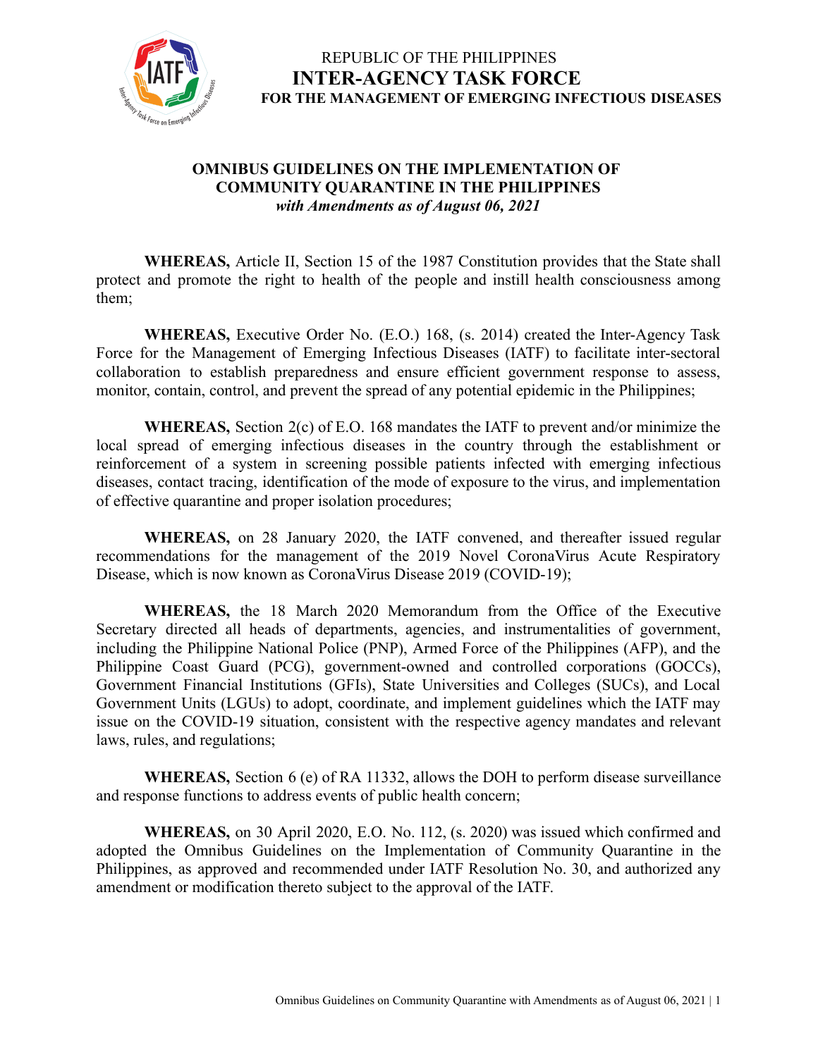REPUBLIC OF THE PHILIPPINES

**INTER-AGENCY TASK FORCE**

**FOR THE MANAGEMENT OF EMERGING INFECTIOUS DISEASES**

# OMNIBUS GUIDELINES ON THE IMPLEMENTATION OF COMMUNITY QUARANTINE IN THE PHILIPPINES

***with Amendments as of August 06, 2021***

**WHEREAS,** Article II, Section 15 of the 1987 Constitution provides that the State shall protect and promote the right to health of the people and instill health consciousness among them;

**WHEREAS,** Executive Order No. (E.O.) 168, (s. 2014) created the Inter-Agency Task Force for the Management of Emerging Infectious Diseases (IATF) to facilitate inter-sectoral collaboration to establish preparedness and ensure efficient government response to assess, monitor, contain, control, and prevent the spread of any potential epidemic in the Philippines;

**WHEREAS,** Section 2(c) of E.O. 168 mandates the IATF to prevent and/or minimize the local spread of emerging infectious diseases in the country through the establishment or reinforcement of a system in screening possible patients infected with emerging infectious diseases, contact tracing, identification of the mode of exposure to the virus, and implementation of effective quarantine and proper isolation procedures;

**WHEREAS,** on 28 January 2020, the IATF convened, and thereafter issued regular recommendations for the management of the 2019 Novel CoronaVirus Acute Respiratory Disease, which is now known as CoronaVirus Disease 2019 (COVID-19);

**WHEREAS,** the 18 March 2020 Memorandum from the Office of the Executive Secretary directed all heads of departments, agencies, and instrumentalities of government, including the Philippine National Police (PNP), Armed Force of the Philippines (AFP), and the Philippine Coast Guard (PCG), government-owned and controlled corporations (GOCCs), Government Financial Institutions (GFIs), State Universities and Colleges (SUCs), and Local Government Units (LGUs) to adopt, coordinate, and implement guidelines which the IATF may issue on the COVID-19 situation, consistent with the respective agency mandates and relevant laws, rules, and regulations;

**WHEREAS,** Section 6 (e) of RA 11332, allows the DOH to perform disease surveillance and response functions to address events of public health concern;

**WHEREAS,** on 30 April 2020, E.O. No. 112, (s. 2020) was issued which confirmed and adopted the Omnibus Guidelines on the Implementation of Community Quarantine in the Philippines, as approved and recommended under IATF Resolution No. 30, and authorized any amendment or modification thereto subject to the approval of the IATF.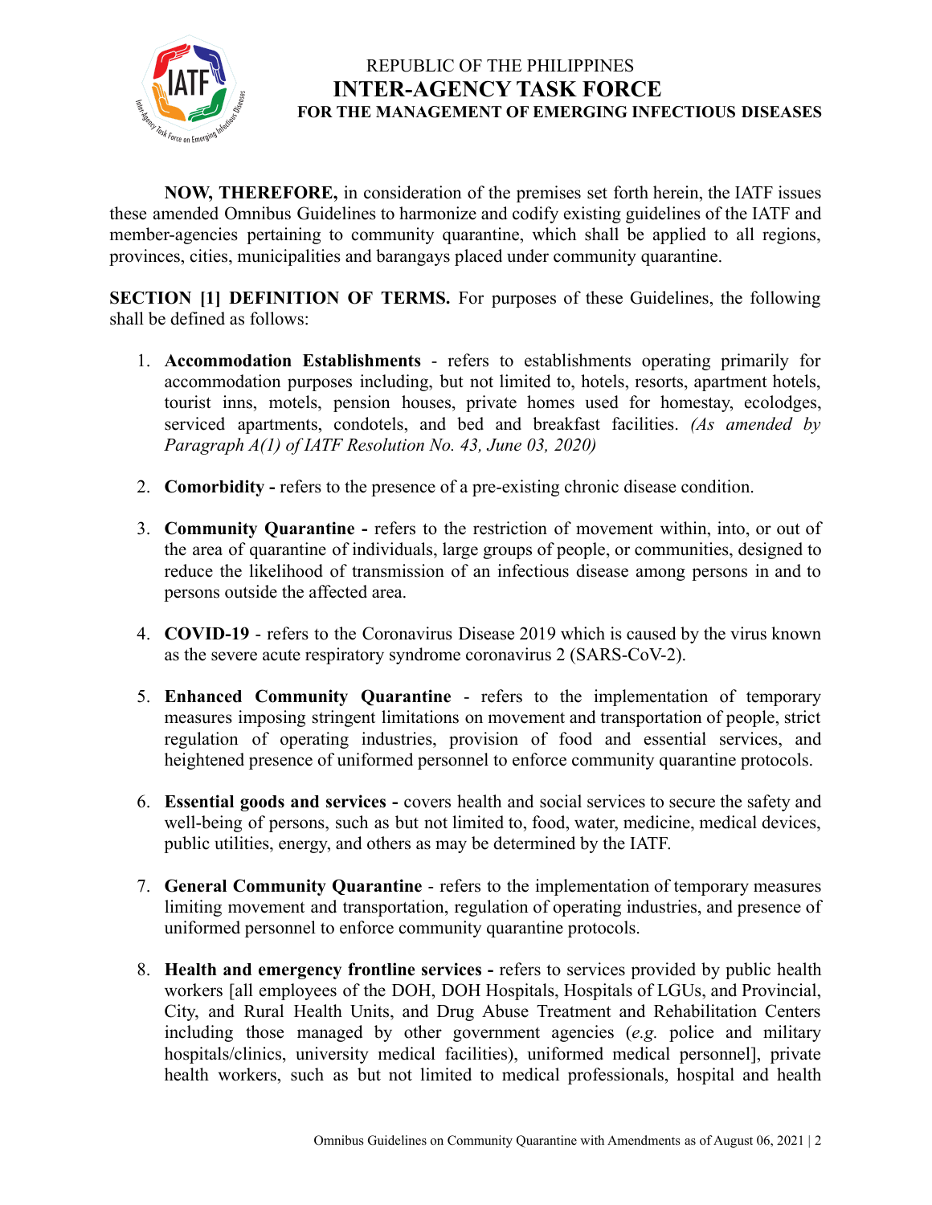**NOW, THEREFORE,** in consideration of the premises set forth herein, the IATF issues these amended Omnibus Guidelines to harmonize and codify existing guidelines of the IATF and member-agencies pertaining to community quarantine, which shall be applied to all regions, provinces, cities, municipalities and barangays placed under community quarantine.

**SECTION [1] DEFINITION OF TERMS.** For purposes of these Guidelines, the following shall be defined as follows:

1. **Accommodation Establishments** - refers to establishments operating primarily for accommodation purposes including, but not limited to, hotels, resorts, apartment hotels, tourist inns, motels, pension houses, private homes used for homestay, ecolodges, serviced apartments, condotels, and bed and breakfast facilities. *(As amended by Paragraph A(1) of IATF Resolution No. 43, June 03, 2020)*

2. **Comorbidity -** refers to the presence of a pre-existing chronic disease condition.

3. **Community Quarantine -** refers to the restriction of movement within, into, or out of the area of quarantine of individuals, large groups of people, or communities, designed to reduce the likelihood of transmission of an infectious disease among persons in and to persons outside the affected area.

4. **COVID-19** - refers to the Coronavirus Disease 2019 which is caused by the virus known as the severe acute respiratory syndrome coronavirus 2 (SARS-CoV-2).

5. **Enhanced Community Quarantine** - refers to the implementation of temporary measures imposing stringent limitations on movement and transportation of people, strict regulation of operating industries, provision of food and essential services, and heightened presence of uniformed personnel to enforce community quarantine protocols.

6. **Essential goods and services -** covers health and social services to secure the safety and well-being of persons, such as but not limited to, food, water, medicine, medical devices, public utilities, energy, and others as may be determined by the IATF.

7. **General Community Quarantine** - refers to the implementation of temporary measures limiting movement and transportation, regulation of operating industries, and presence of uniformed personnel to enforce community quarantine protocols.

8. **Health and emergency frontline services -** refers to services provided by public health workers [all employees of the DOH, DOH Hospitals, Hospitals of LGUs, and Provincial, City, and Rural Health Units, and Drug Abuse Treatment and Rehabilitation Centers including those managed by other government agencies (*e.g.* police and military hospitals/clinics, university medical facilities), uniformed medical personnel], private health workers, such as but not limited to medical professionals, hospital and health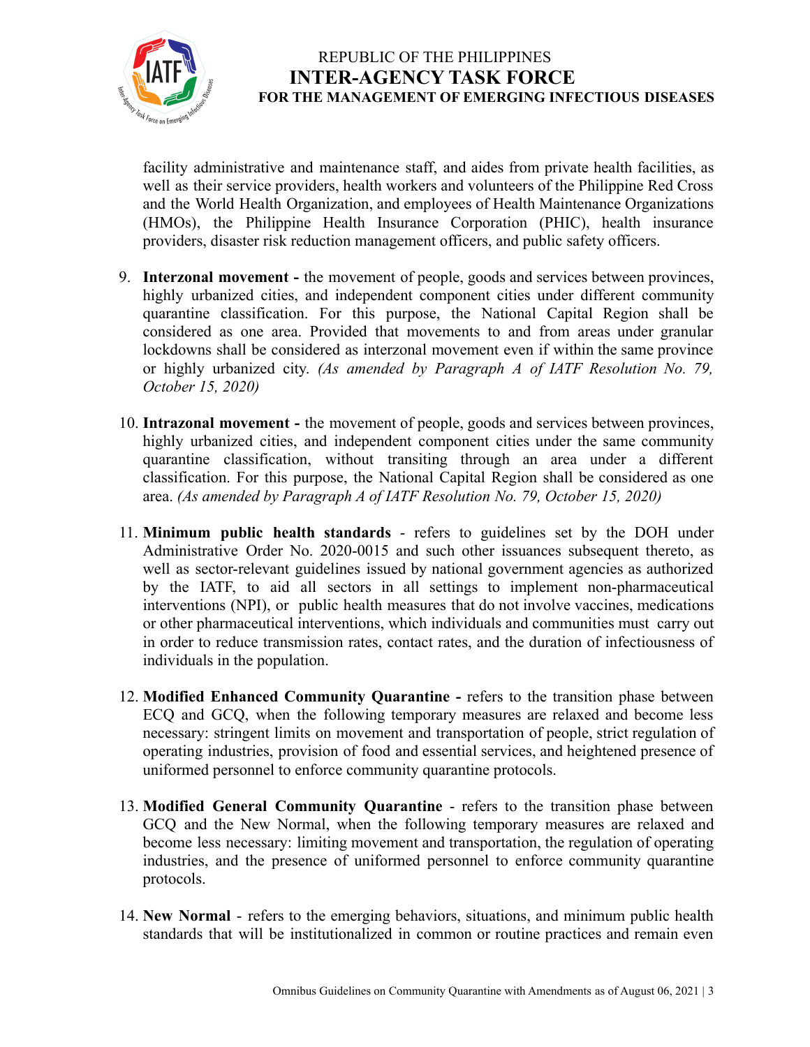facility administrative and maintenance staff, and aides from private health facilities, as well as their service providers, health workers and volunteers of the Philippine Red Cross and the World Health Organization, and employees of Health Maintenance Organizations (HMOs), the Philippine Health Insurance Corporation (PHIC), health insurance providers, disaster risk reduction management officers, and public safety officers.

9. **Interzonal movement -** the movement of people, goods and services between provinces, highly urbanized cities, and independent component cities under different community quarantine classification. For this purpose, the National Capital Region shall be considered as one area. Provided that movements to and from areas under granular lockdowns shall be considered as interzonal movement even if within the same province or highly urbanized city. *(As amended by Paragraph A of IATF Resolution No. 79, October 15, 2020)*

10. **Intrazonal movement -** the movement of people, goods and services between provinces, highly urbanized cities, and independent component cities under the same community quarantine classification, without transiting through an area under a different classification. For this purpose, the National Capital Region shall be considered as one area. *(As amended by Paragraph A of IATF Resolution No. 79, October 15, 2020)*

11. **Minimum public health standards** - refers to guidelines set by the DOH under Administrative Order No. 2020-0015 and such other issuances subsequent thereto, as well as sector-relevant guidelines issued by national government agencies as authorized by the IATF, to aid all sectors in all settings to implement non-pharmaceutical interventions (NPI), or public health measures that do not involve vaccines, medications or other pharmaceutical interventions, which individuals and communities must carry out in order to reduce transmission rates, contact rates, and the duration of infectiousness of individuals in the population.

12. **Modified Enhanced Community Quarantine -** refers to the transition phase between ECQ and GCQ, when the following temporary measures are relaxed and become less necessary: stringent limits on movement and transportation of people, strict regulation of operating industries, provision of food and essential services, and heightened presence of uniformed personnel to enforce community quarantine protocols.

13. **Modified General Community Quarantine** - refers to the transition phase between GCQ and the New Normal, when the following temporary measures are relaxed and become less necessary: limiting movement and transportation, the regulation of operating industries, and the presence of uniformed personnel to enforce community quarantine protocols.

14. **New Normal** - refers to the emerging behaviors, situations, and minimum public health standards that will be institutionalized in common or routine practices and remain even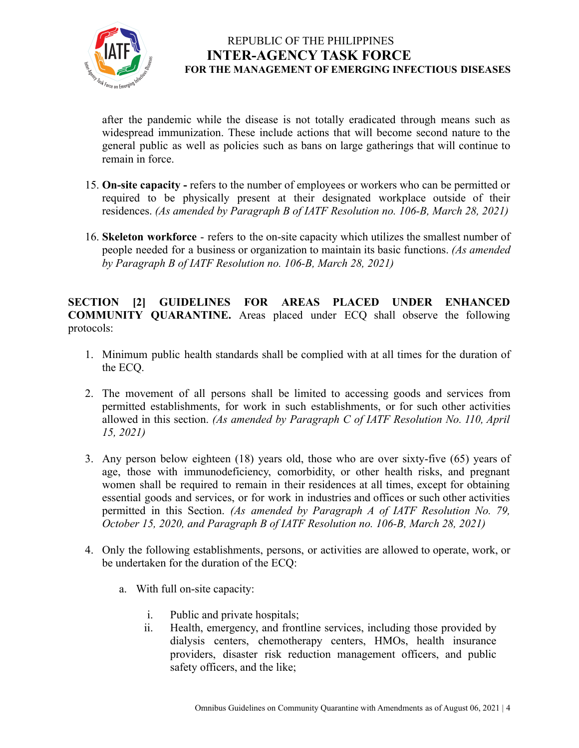after the pandemic while the disease is not totally eradicated through means such as widespread immunization. These include actions that will become second nature to the general public as well as policies such as bans on large gatherings that will continue to remain in force.

15. **On-site capacity -** refers to the number of employees or workers who can be permitted or required to be physically present at their designated workplace outside of their residences. *(As amended by Paragraph B of IATF Resolution no. 106-B, March 28, 2021)*

16. **Skeleton workforce** - refers to the on-site capacity which utilizes the smallest number of people needed for a business or organization to maintain its basic functions. *(As amended by Paragraph B of IATF Resolution no. 106-B, March 28, 2021)*

**SECTION [2] GUIDELINES FOR AREAS PLACED UNDER ENHANCED COMMUNITY QUARANTINE.** Areas placed under ECQ shall observe the following protocols:

1. Minimum public health standards shall be complied with at all times for the duration of the ECQ.

2. The movement of all persons shall be limited to accessing goods and services from permitted establishments, for work in such establishments, or for such other activities allowed in this section. *(As amended by Paragraph C of IATF Resolution No. 110, April 15, 2021)*

3. Any person below eighteen (18) years old, those who are over sixty-five (65) years of age, those with immunodeficiency, comorbidity, or other health risks, and pregnant women shall be required to remain in their residences at all times, except for obtaining essential goods and services, or for work in industries and offices or such other activities permitted in this Section. *(As amended by Paragraph A of IATF Resolution No. 79, October 15, 2020, and Paragraph B of IATF Resolution no. 106-B, March 28, 2021)*

4. Only the following establishments, persons, or activities are allowed to operate, work, or be undertaken for the duration of the ECQ:

   a. With full on-site capacity:

      i. Public and private hospitals;
      ii. Health, emergency, and frontline services, including those provided by dialysis centers, chemotherapy centers, HMOs, health insurance providers, disaster risk reduction management officers, and public safety officers, and the like;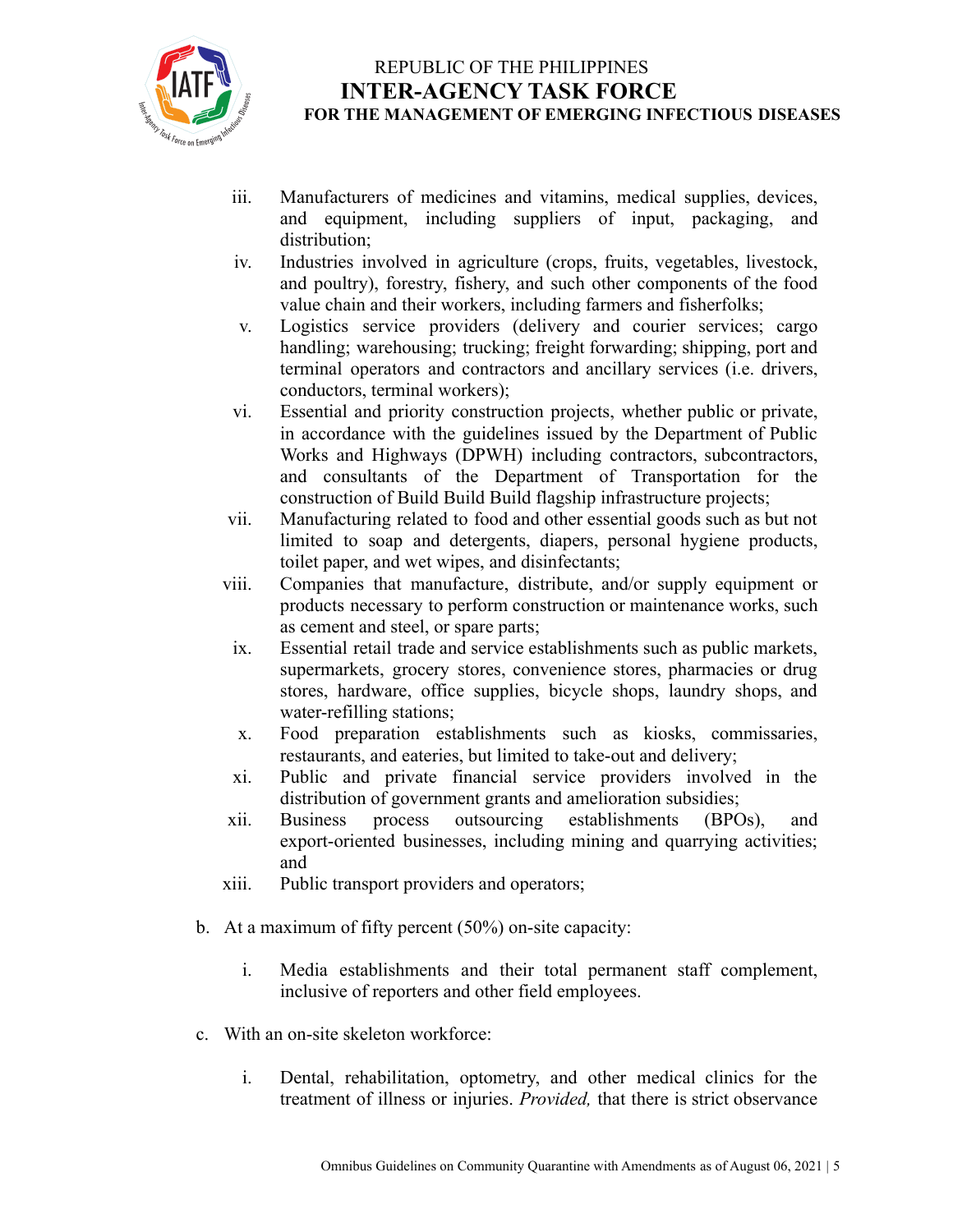iii. Manufacturers of medicines and vitamins, medical supplies, devices, and equipment, including suppliers of input, packaging, and distribution;

iv. Industries involved in agriculture (crops, fruits, vegetables, livestock, and poultry), forestry, fishery, and such other components of the food value chain and their workers, including farmers and fisherfolks;

v. Logistics service providers (delivery and courier services; cargo handling; warehousing; trucking; freight forwarding; shipping, port and terminal operators and contractors and ancillary services (i.e. drivers, conductors, terminal workers);

vi. Essential and priority construction projects, whether public or private, in accordance with the guidelines issued by the Department of Public Works and Highways (DPWH) including contractors, subcontractors, and consultants of the Department of Transportation for the construction of Build Build Build flagship infrastructure projects;

vii. Manufacturing related to food and other essential goods such as but not limited to soap and detergents, diapers, personal hygiene products, toilet paper, and wet wipes, and disinfectants;

viii. Companies that manufacture, distribute, and/or supply equipment or products necessary to perform construction or maintenance works, such as cement and steel, or spare parts;

ix. Essential retail trade and service establishments such as public markets, supermarkets, grocery stores, convenience stores, pharmacies or drug stores, hardware, office supplies, bicycle shops, laundry shops, and water-refilling stations;

x. Food preparation establishments such as kiosks, commissaries, restaurants, and eateries, but limited to take-out and delivery;

xi. Public and private financial service providers involved in the distribution of government grants and amelioration subsidies;

xii. Business process outsourcing establishments (BPOs), and export-oriented businesses, including mining and quarrying activities; and

xiii. Public transport providers and operators;

b. At a maximum of fifty percent (50%) on-site capacity:

   i. Media establishments and their total permanent staff complement, inclusive of reporters and other field employees.

c. With an on-site skeleton workforce:

   i. Dental, rehabilitation, optometry, and other medical clinics for the treatment of illness or injuries. *Provided,* that there is strict observance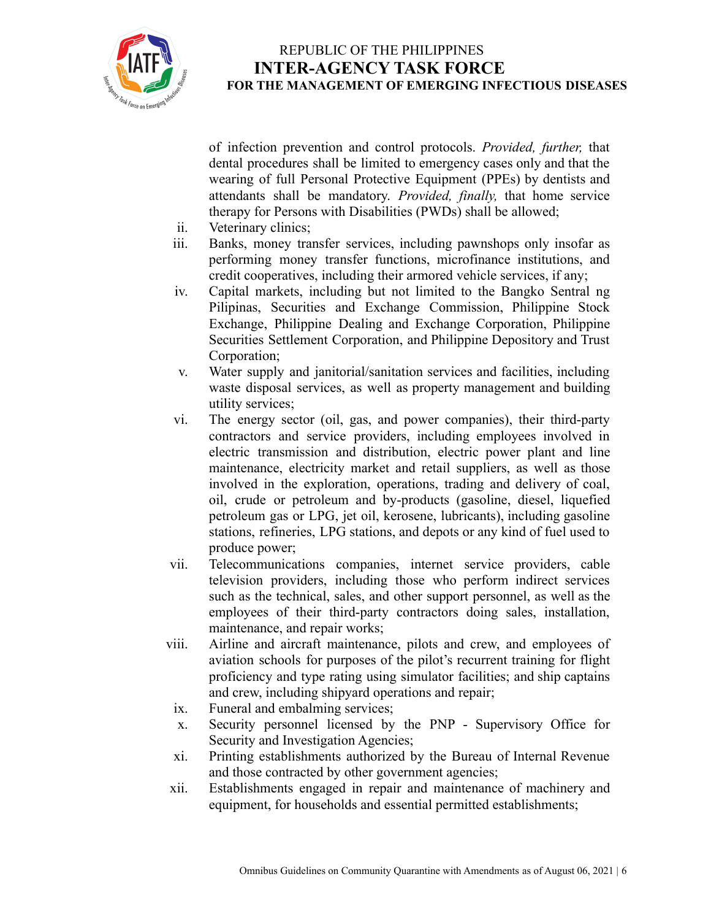of infection prevention and control protocols. *Provided, further,* that dental procedures shall be limited to emergency cases only and that the wearing of full Personal Protective Equipment (PPEs) by dentists and attendants shall be mandatory. *Provided, finally,* that home service therapy for Persons with Disabilities (PWDs) shall be allowed;

ii. Veterinary clinics;

iii. Banks, money transfer services, including pawnshops only insofar as performing money transfer functions, microfinance institutions, and credit cooperatives, including their armored vehicle services, if any;

iv. Capital markets, including but not limited to the Bangko Sentral ng Pilipinas, Securities and Exchange Commission, Philippine Stock Exchange, Philippine Dealing and Exchange Corporation, Philippine Securities Settlement Corporation, and Philippine Depository and Trust Corporation;

v. Water supply and janitorial/sanitation services and facilities, including waste disposal services, as well as property management and building utility services;

vi. The energy sector (oil, gas, and power companies), their third-party contractors and service providers, including employees involved in electric transmission and distribution, electric power plant and line maintenance, electricity market and retail suppliers, as well as those involved in the exploration, operations, trading and delivery of coal, oil, crude or petroleum and by-products (gasoline, diesel, liquefied petroleum gas or LPG, jet oil, kerosene, lubricants), including gasoline stations, refineries, LPG stations, and depots or any kind of fuel used to produce power;

vii. Telecommunications companies, internet service providers, cable television providers, including those who perform indirect services such as the technical, sales, and other support personnel, as well as the employees of their third-party contractors doing sales, installation, maintenance, and repair works;

viii. Airline and aircraft maintenance, pilots and crew, and employees of aviation schools for purposes of the pilot's recurrent training for flight proficiency and type rating using simulator facilities; and ship captains and crew, including shipyard operations and repair;

ix. Funeral and embalming services;

x. Security personnel licensed by the PNP - Supervisory Office for Security and Investigation Agencies;

xi. Printing establishments authorized by the Bureau of Internal Revenue and those contracted by other government agencies;

xii. Establishments engaged in repair and maintenance of machinery and equipment, for households and essential permitted establishments;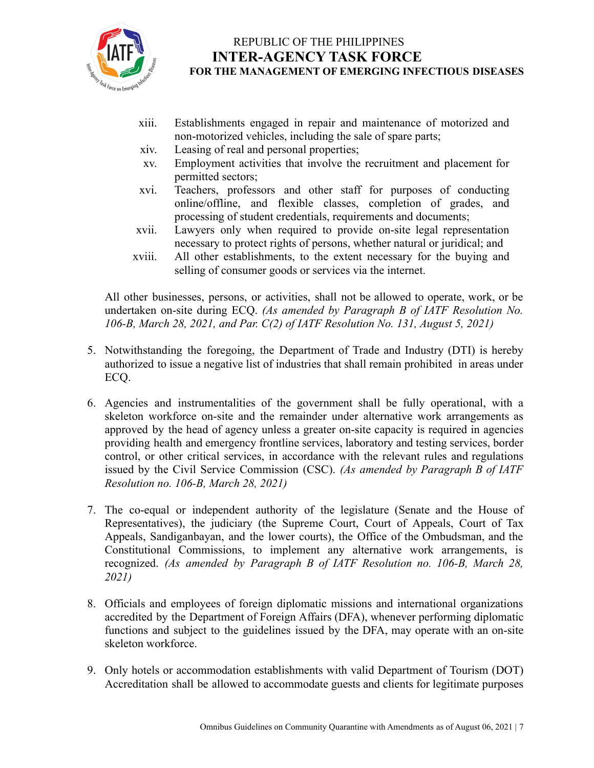xiii. Establishments engaged in repair and maintenance of motorized and non-motorized vehicles, including the sale of spare parts;

xiv. Leasing of real and personal properties;

xv. Employment activities that involve the recruitment and placement for permitted sectors;

xvi. Teachers, professors and other staff for purposes of conducting online/offline, and flexible classes, completion of grades, and processing of student credentials, requirements and documents;

xvii. Lawyers only when required to provide on-site legal representation necessary to protect rights of persons, whether natural or juridical; and

xviii. All other establishments, to the extent necessary for the buying and selling of consumer goods or services via the internet.

All other businesses, persons, or activities, shall not be allowed to operate, work, or be undertaken on-site during ECQ. *(As amended by Paragraph B of IATF Resolution No. 106-B, March 28, 2021, and Par. C(2) of IATF Resolution No. 131, August 5, 2021)*

5. Notwithstanding the foregoing, the Department of Trade and Industry (DTI) is hereby authorized to issue a negative list of industries that shall remain prohibited in areas under ECQ.

6. Agencies and instrumentalities of the government shall be fully operational, with a skeleton workforce on-site and the remainder under alternative work arrangements as approved by the head of agency unless a greater on-site capacity is required in agencies providing health and emergency frontline services, laboratory and testing services, border control, or other critical services, in accordance with the relevant rules and regulations issued by the Civil Service Commission (CSC). *(As amended by Paragraph B of IATF Resolution no. 106-B, March 28, 2021)*

7. The co-equal or independent authority of the legislature (Senate and the House of Representatives), the judiciary (the Supreme Court, Court of Appeals, Court of Tax Appeals, Sandiganbayan, and the lower courts), the Office of the Ombudsman, and the Constitutional Commissions, to implement any alternative work arrangements, is recognized. *(As amended by Paragraph B of IATF Resolution no. 106-B, March 28, 2021)*

8. Officials and employees of foreign diplomatic missions and international organizations accredited by the Department of Foreign Affairs (DFA), whenever performing diplomatic functions and subject to the guidelines issued by the DFA, may operate with an on-site skeleton workforce.

9. Only hotels or accommodation establishments with valid Department of Tourism (DOT) Accreditation shall be allowed to accommodate guests and clients for legitimate purposes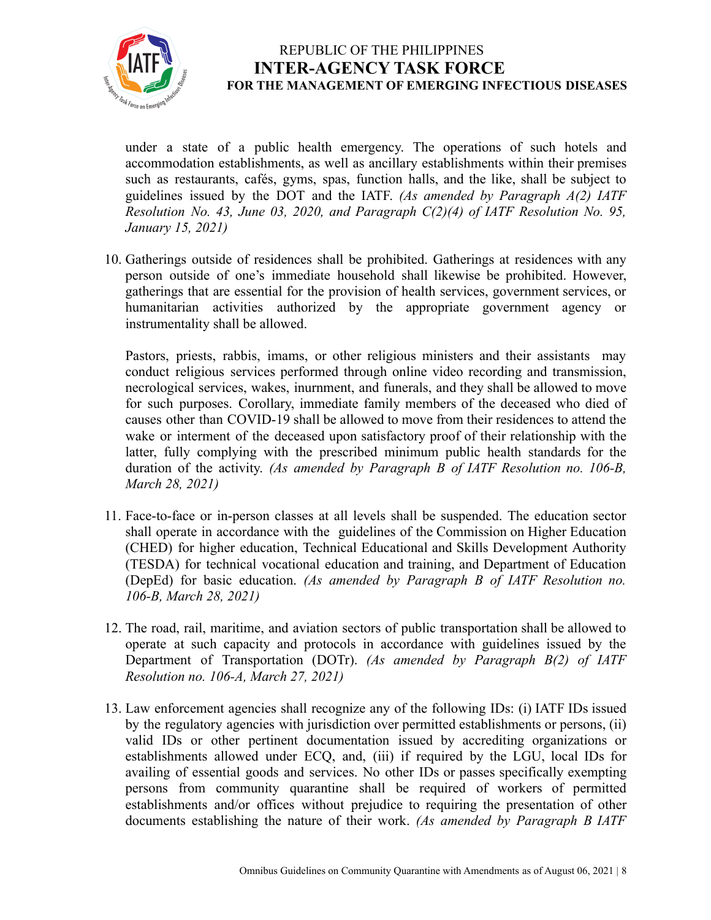under a state of a public health emergency. The operations of such hotels and accommodation establishments, as well as ancillary establishments within their premises such as restaurants, cafés, gyms, spas, function halls, and the like, shall be subject to guidelines issued by the DOT and the IATF. *(As amended by Paragraph A(2) IATF Resolution No. 43, June 03, 2020, and Paragraph C(2)(4) of IATF Resolution No. 95, January 15, 2021)*

10. Gatherings outside of residences shall be prohibited. Gatherings at residences with any person outside of one's immediate household shall likewise be prohibited. However, gatherings that are essential for the provision of health services, government services, or humanitarian activities authorized by the appropriate government agency or instrumentality shall be allowed.

    Pastors, priests, rabbis, imams, or other religious ministers and their assistants may conduct religious services performed through online video recording and transmission, necrological services, wakes, inurnment, and funerals, and they shall be allowed to move for such purposes. Corollary, immediate family members of the deceased who died of causes other than COVID-19 shall be allowed to move from their residences to attend the wake or interment of the deceased upon satisfactory proof of their relationship with the latter, fully complying with the prescribed minimum public health standards for the duration of the activity. *(As amended by Paragraph B of IATF Resolution no. 106-B, March 28, 2021)*

11. Face-to-face or in-person classes at all levels shall be suspended. The education sector shall operate in accordance with the guidelines of the Commission on Higher Education (CHED) for higher education, Technical Educational and Skills Development Authority (TESDA) for technical vocational education and training, and Department of Education (DepEd) for basic education. *(As amended by Paragraph B of IATF Resolution no. 106-B, March 28, 2021)*

12. The road, rail, maritime, and aviation sectors of public transportation shall be allowed to operate at such capacity and protocols in accordance with guidelines issued by the Department of Transportation (DOTr). *(As amended by Paragraph B(2) of IATF Resolution no. 106-A, March 27, 2021)*

13. Law enforcement agencies shall recognize any of the following IDs: (i) IATF IDs issued by the regulatory agencies with jurisdiction over permitted establishments or persons, (ii) valid IDs or other pertinent documentation issued by accrediting organizations or establishments allowed under ECQ, and, (iii) if required by the LGU, local IDs for availing of essential goods and services. No other IDs or passes specifically exempting persons from community quarantine shall be required of workers of permitted establishments and/or offices without prejudice to requiring the presentation of other documents establishing the nature of their work. *(As amended by Paragraph B IATF*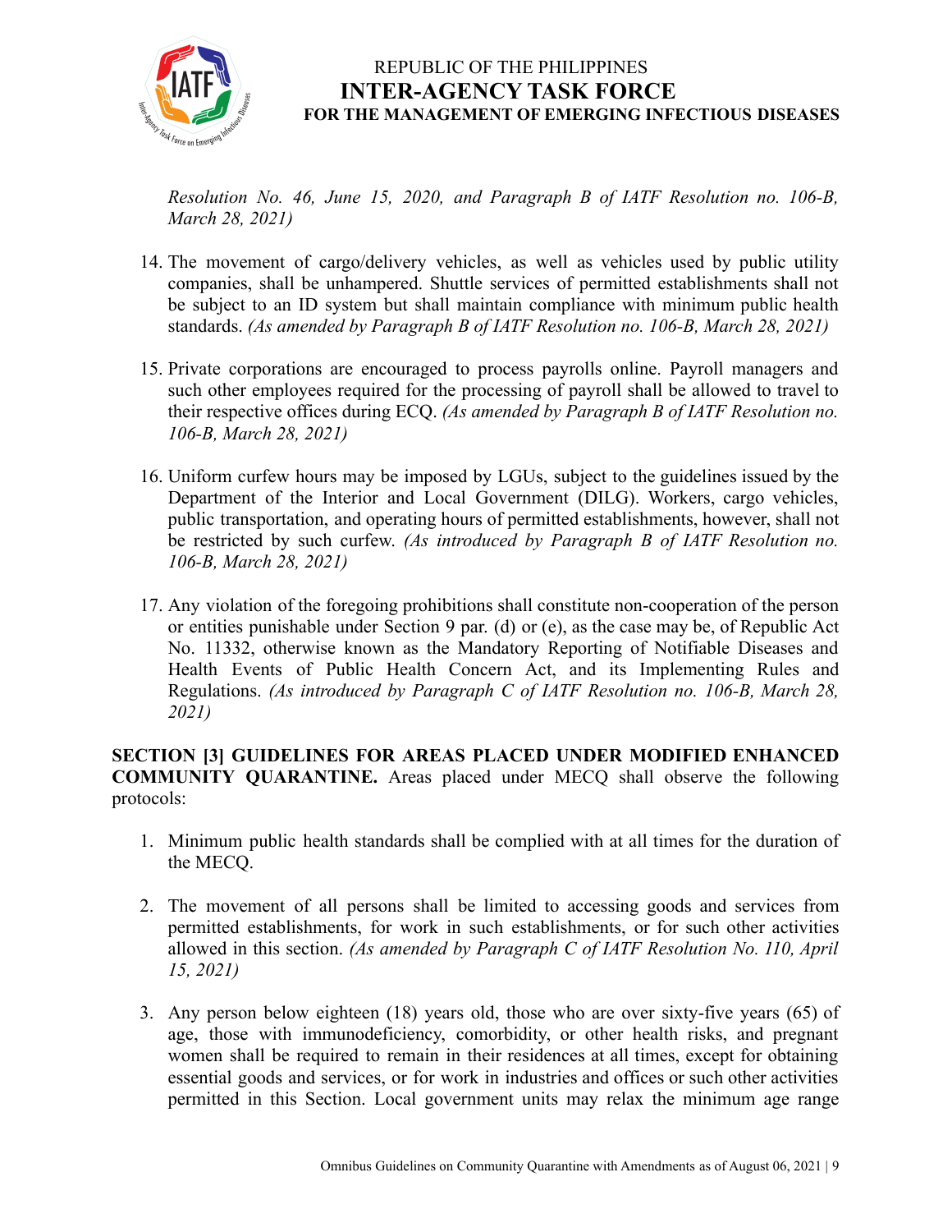*Resolution No. 46, June 15, 2020, and Paragraph B of IATF Resolution no. 106-B, March 28, 2021)*

14. The movement of cargo/delivery vehicles, as well as vehicles used by public utility companies, shall be unhampered. Shuttle services of permitted establishments shall not be subject to an ID system but shall maintain compliance with minimum public health standards. *(As amended by Paragraph B of IATF Resolution no. 106-B, March 28, 2021)*

15. Private corporations are encouraged to process payrolls online. Payroll managers and such other employees required for the processing of payroll shall be allowed to travel to their respective offices during ECQ. *(As amended by Paragraph B of IATF Resolution no. 106-B, March 28, 2021)*

16. Uniform curfew hours may be imposed by LGUs, subject to the guidelines issued by the Department of the Interior and Local Government (DILG). Workers, cargo vehicles, public transportation, and operating hours of permitted establishments, however, shall not be restricted by such curfew. *(As introduced by Paragraph B of IATF Resolution no. 106-B, March 28, 2021)*

17. Any violation of the foregoing prohibitions shall constitute non-cooperation of the person or entities punishable under Section 9 par. (d) or (e), as the case may be, of Republic Act No. 11332, otherwise known as the Mandatory Reporting of Notifiable Diseases and Health Events of Public Health Concern Act, and its Implementing Rules and Regulations. *(As introduced by Paragraph C of IATF Resolution no. 106-B, March 28, 2021)*

**SECTION [3] GUIDELINES FOR AREAS PLACED UNDER MODIFIED ENHANCED COMMUNITY QUARANTINE.** Areas placed under MECQ shall observe the following protocols:

1. Minimum public health standards shall be complied with at all times for the duration of the MECQ.

2. The movement of all persons shall be limited to accessing goods and services from permitted establishments, for work in such establishments, or for such other activities allowed in this section. *(As amended by Paragraph C of IATF Resolution No. 110, April 15, 2021)*

3. Any person below eighteen (18) years old, those who are over sixty-five years (65) of age, those with immunodeficiency, comorbidity, or other health risks, and pregnant women shall be required to remain in their residences at all times, except for obtaining essential goods and services, or for work in industries and offices or such other activities permitted in this Section. Local government units may relax the minimum age range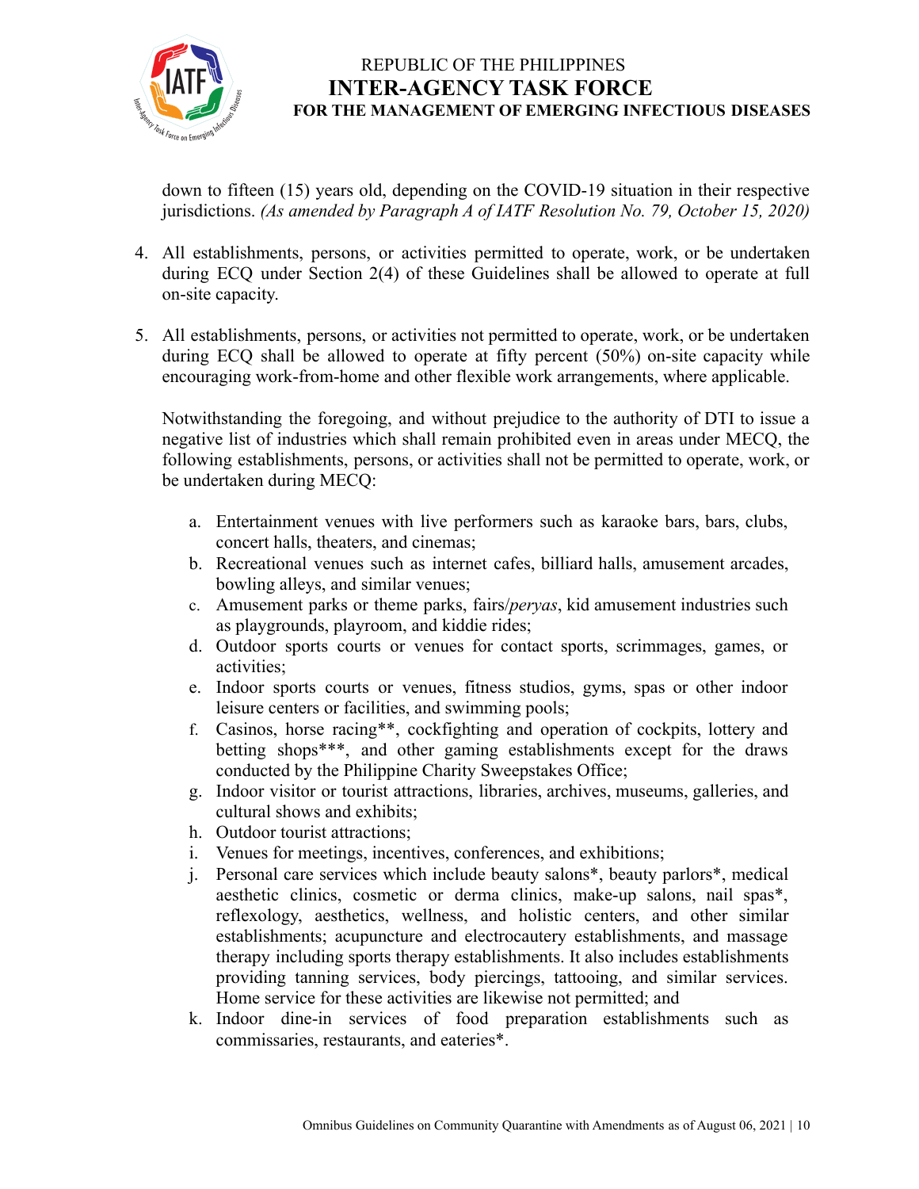down to fifteen (15) years old, depending on the COVID-19 situation in their respective jurisdictions. *(As amended by Paragraph A of IATF Resolution No. 79, October 15, 2020)*

4. All establishments, persons, or activities permitted to operate, work, or be undertaken during ECQ under Section 2(4) of these Guidelines shall be allowed to operate at full on-site capacity.

5. All establishments, persons, or activities not permitted to operate, work, or be undertaken during ECQ shall be allowed to operate at fifty percent (50%) on-site capacity while encouraging work-from-home and other flexible work arrangements, where applicable.

   Notwithstanding the foregoing, and without prejudice to the authority of DTI to issue a negative list of industries which shall remain prohibited even in areas under MECQ, the following establishments, persons, or activities shall not be permitted to operate, work, or be undertaken during MECQ:

   a. Entertainment venues with live performers such as karaoke bars, bars, clubs, concert halls, theaters, and cinemas;
   b. Recreational venues such as internet cafes, billiard halls, amusement arcades, bowling alleys, and similar venues;
   c. Amusement parks or theme parks, fairs/*peryas*, kid amusement industries such as playgrounds, playroom, and kiddie rides;
   d. Outdoor sports courts or venues for contact sports, scrimmages, games, or activities;
   e. Indoor sports courts or venues, fitness studios, gyms, spas or other indoor leisure centers or facilities, and swimming pools;
   f. Casinos, horse racing**, cockfighting and operation of cockpits, lottery and betting shops***, and other gaming establishments except for the draws conducted by the Philippine Charity Sweepstakes Office;
   g. Indoor visitor or tourist attractions, libraries, archives, museums, galleries, and cultural shows and exhibits;
   h. Outdoor tourist attractions;
   i. Venues for meetings, incentives, conferences, and exhibitions;
   j. Personal care services which include beauty salons*, beauty parlors*, medical aesthetic clinics, cosmetic or derma clinics, make-up salons, nail spas*, reflexology, aesthetics, wellness, and holistic centers, and other similar establishments; acupuncture and electrocautery establishments, and massage therapy including sports therapy establishments. It also includes establishments providing tanning services, body piercings, tattooing, and similar services. Home service for these activities are likewise not permitted; and
   k. Indoor dine-in services of food preparation establishments such as commissaries, restaurants, and eateries*.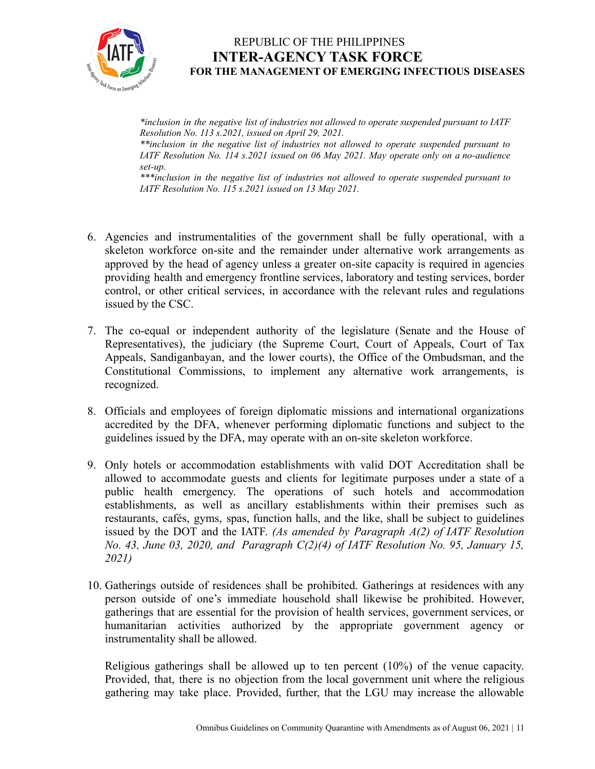*inclusion in the negative list of industries not allowed to operate suspended pursuant to IATF Resolution No. 113 s.2021, issued on April 29, 2021.*
**inclusion in the negative list of industries not allowed to operate suspended pursuant to IATF Resolution No. 114 s.2021 issued on 06 May 2021. May operate only on a no-audience set-up.*
***inclusion in the negative list of industries not allowed to operate suspended pursuant to IATF Resolution No. 115 s.2021 issued on 13 May 2021.*

6. Agencies and instrumentalities of the government shall be fully operational, with a skeleton workforce on-site and the remainder under alternative work arrangements as approved by the head of agency unless a greater on-site capacity is required in agencies providing health and emergency frontline services, laboratory and testing services, border control, or other critical services, in accordance with the relevant rules and regulations issued by the CSC.

7. The co-equal or independent authority of the legislature (Senate and the House of Representatives), the judiciary (the Supreme Court, Court of Appeals, Court of Tax Appeals, Sandiganbayan, and the lower courts), the Office of the Ombudsman, and the Constitutional Commissions, to implement any alternative work arrangements, is recognized.

8. Officials and employees of foreign diplomatic missions and international organizations accredited by the DFA, whenever performing diplomatic functions and subject to the guidelines issued by the DFA, may operate with an on-site skeleton workforce.

9. Only hotels or accommodation establishments with valid DOT Accreditation shall be allowed to accommodate guests and clients for legitimate purposes under a state of a public health emergency. The operations of such hotels and accommodation establishments, as well as ancillary establishments within their premises such as restaurants, cafés, gyms, spas, function halls, and the like, shall be subject to guidelines issued by the DOT and the IATF. *(As amended by Paragraph A(2) of IATF Resolution No. 43, June 03, 2020, and Paragraph C(2)(4) of IATF Resolution No. 95, January 15, 2021)*

10. Gatherings outside of residences shall be prohibited. Gatherings at residences with any person outside of one's immediate household shall likewise be prohibited. However, gatherings that are essential for the provision of health services, government services, or humanitarian activities authorized by the appropriate government agency or instrumentality shall be allowed.

    Religious gatherings shall be allowed up to ten percent (10%) of the venue capacity. Provided, that, there is no objection from the local government unit where the religious gathering may take place. Provided, further, that the LGU may increase the allowable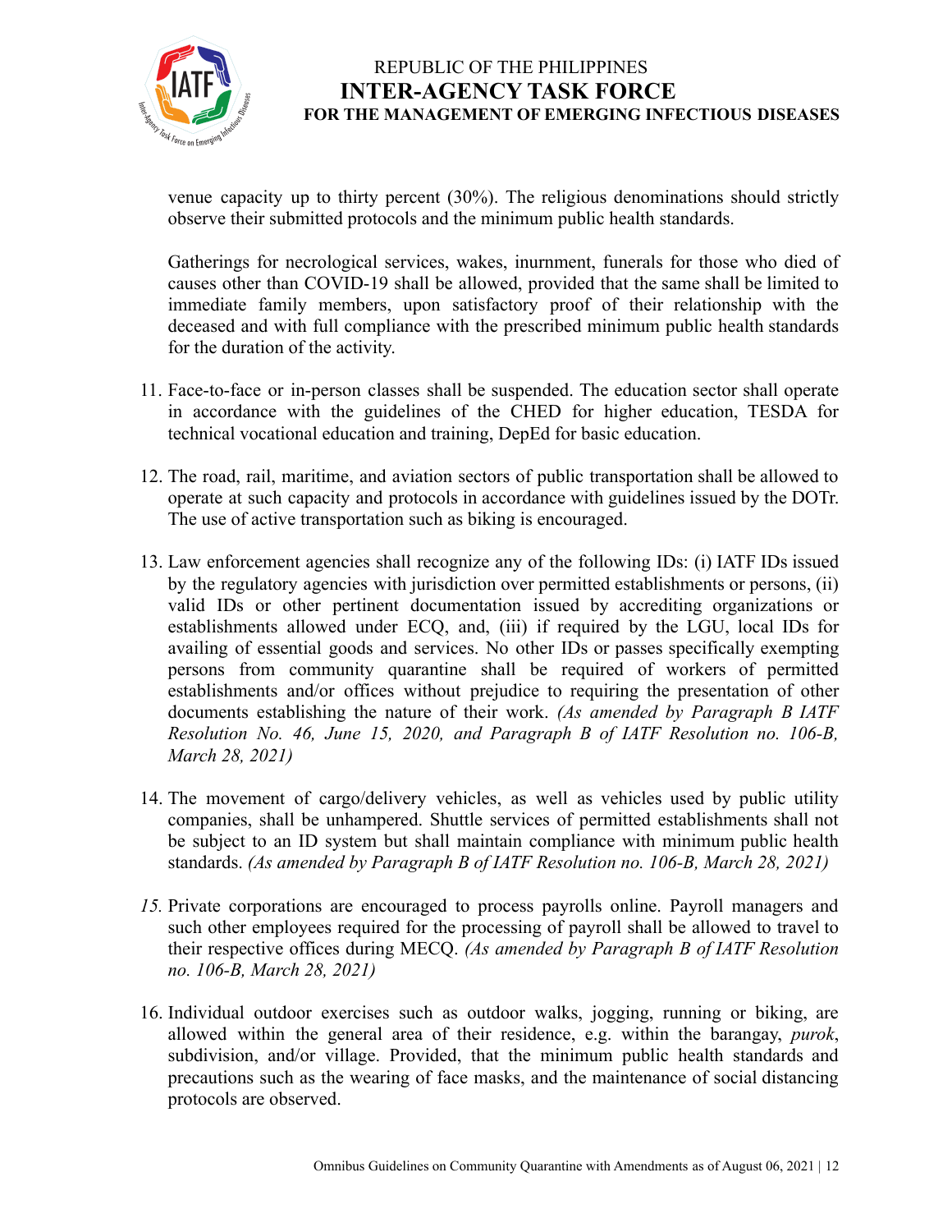venue capacity up to thirty percent (30%). The religious denominations should strictly observe their submitted protocols and the minimum public health standards.

Gatherings for necrological services, wakes, inurnment, funerals for those who died of causes other than COVID-19 shall be allowed, provided that the same shall be limited to immediate family members, upon satisfactory proof of their relationship with the deceased and with full compliance with the prescribed minimum public health standards for the duration of the activity.

11. Face-to-face or in-person classes shall be suspended. The education sector shall operate in accordance with the guidelines of the CHED for higher education, TESDA for technical vocational education and training, DepEd for basic education.

12. The road, rail, maritime, and aviation sectors of public transportation shall be allowed to operate at such capacity and protocols in accordance with guidelines issued by the DOTr. The use of active transportation such as biking is encouraged.

13. Law enforcement agencies shall recognize any of the following IDs: (i) IATF IDs issued by the regulatory agencies with jurisdiction over permitted establishments or persons, (ii) valid IDs or other pertinent documentation issued by accrediting organizations or establishments allowed under ECQ, and, (iii) if required by the LGU, local IDs for availing of essential goods and services. No other IDs or passes specifically exempting persons from community quarantine shall be required of workers of permitted establishments and/or offices without prejudice to requiring the presentation of other documents establishing the nature of their work. *(As amended by Paragraph B IATF Resolution No. 46, June 15, 2020, and Paragraph B of IATF Resolution no. 106-B, March 28, 2021)*

14. The movement of cargo/delivery vehicles, as well as vehicles used by public utility companies, shall be unhampered. Shuttle services of permitted establishments shall not be subject to an ID system but shall maintain compliance with minimum public health standards. *(As amended by Paragraph B of IATF Resolution no. 106-B, March 28, 2021)*

15. Private corporations are encouraged to process payrolls online. Payroll managers and such other employees required for the processing of payroll shall be allowed to travel to their respective offices during MECQ. *(As amended by Paragraph B of IATF Resolution no. 106-B, March 28, 2021)*

16. Individual outdoor exercises such as outdoor walks, jogging, running or biking, are allowed within the general area of their residence, e.g. within the barangay, *purok*, subdivision, and/or village. Provided, that the minimum public health standards and precautions such as the wearing of face masks, and the maintenance of social distancing protocols are observed.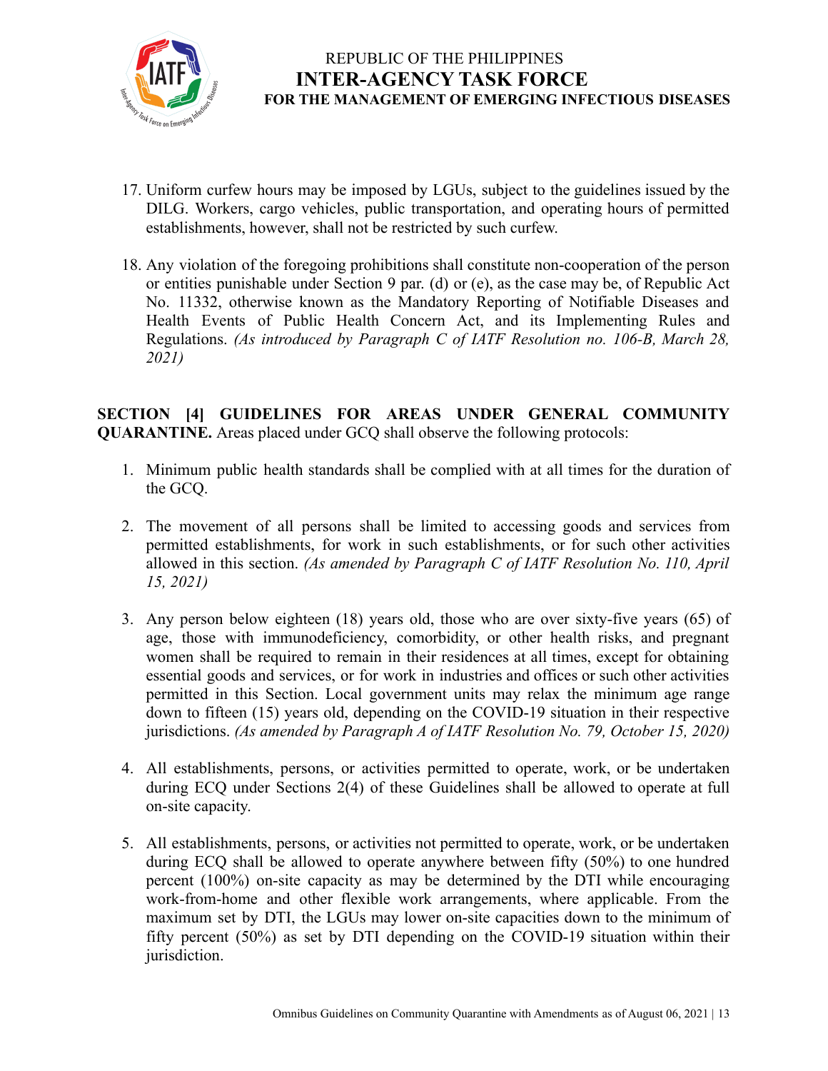17. Uniform curfew hours may be imposed by LGUs, subject to the guidelines issued by the DILG. Workers, cargo vehicles, public transportation, and operating hours of permitted establishments, however, shall not be restricted by such curfew.

18. Any violation of the foregoing prohibitions shall constitute non-cooperation of the person or entities punishable under Section 9 par. (d) or (e), as the case may be, of Republic Act No. 11332, otherwise known as the Mandatory Reporting of Notifiable Diseases and Health Events of Public Health Concern Act, and its Implementing Rules and Regulations. *(As introduced by Paragraph C of IATF Resolution no. 106-B, March 28, 2021)*

**SECTION [4] GUIDELINES FOR AREAS UNDER GENERAL COMMUNITY QUARANTINE.** Areas placed under GCQ shall observe the following protocols:

1. Minimum public health standards shall be complied with at all times for the duration of the GCQ.

2. The movement of all persons shall be limited to accessing goods and services from permitted establishments, for work in such establishments, or for such other activities allowed in this section. *(As amended by Paragraph C of IATF Resolution No. 110, April 15, 2021)*

3. Any person below eighteen (18) years old, those who are over sixty-five years (65) of age, those with immunodeficiency, comorbidity, or other health risks, and pregnant women shall be required to remain in their residences at all times, except for obtaining essential goods and services, or for work in industries and offices or such other activities permitted in this Section. Local government units may relax the minimum age range down to fifteen (15) years old, depending on the COVID-19 situation in their respective jurisdictions. *(As amended by Paragraph A of IATF Resolution No. 79, October 15, 2020)*

4. All establishments, persons, or activities permitted to operate, work, or be undertaken during ECQ under Sections 2(4) of these Guidelines shall be allowed to operate at full on-site capacity.

5. All establishments, persons, or activities not permitted to operate, work, or be undertaken during ECQ shall be allowed to operate anywhere between fifty (50%) to one hundred percent (100%) on-site capacity as may be determined by the DTI while encouraging work-from-home and other flexible work arrangements, where applicable. From the maximum set by DTI, the LGUs may lower on-site capacities down to the minimum of fifty percent (50%) as set by DTI depending on the COVID-19 situation within their jurisdiction.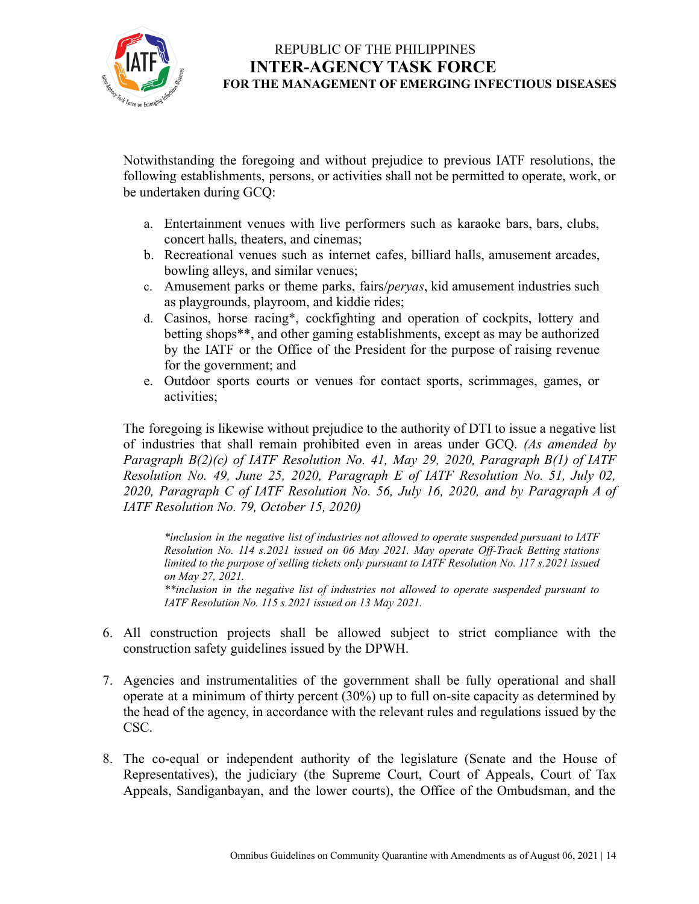Notwithstanding the foregoing and without prejudice to previous IATF resolutions, the following establishments, persons, or activities shall not be permitted to operate, work, or be undertaken during GCQ:

a. Entertainment venues with live performers such as karaoke bars, bars, clubs, concert halls, theaters, and cinemas;
b. Recreational venues such as internet cafes, billiard halls, amusement arcades, bowling alleys, and similar venues;
c. Amusement parks or theme parks, fairs/*peryas*, kid amusement industries such as playgrounds, playroom, and kiddie rides;
d. Casinos, horse racing*, cockfighting and operation of cockpits, lottery and betting shops**, and other gaming establishments, except as may be authorized by the IATF or the Office of the President for the purpose of raising revenue for the government; and
e. Outdoor sports courts or venues for contact sports, scrimmages, games, or activities;

The foregoing is likewise without prejudice to the authority of DTI to issue a negative list of industries that shall remain prohibited even in areas under GCQ. *(As amended by Paragraph B(2)(c) of IATF Resolution No. 41, May 29, 2020, Paragraph B(1) of IATF Resolution No. 49, June 25, 2020, Paragraph E of IATF Resolution No. 51, July 02, 2020, Paragraph C of IATF Resolution No. 56, July 16, 2020, and by Paragraph A of IATF Resolution No. 79, October 15, 2020)*

> *\*inclusion in the negative list of industries not allowed to operate suspended pursuant to IATF Resolution No. 114 s.2021 issued on 06 May 2021. May operate Off-Track Betting stations limited to the purpose of selling tickets only pursuant to IATF Resolution No. 117 s.2021 issued on May 27, 2021.*
> *\*\*inclusion in the negative list of industries not allowed to operate suspended pursuant to IATF Resolution No. 115 s.2021 issued on 13 May 2021.*

6. All construction projects shall be allowed subject to strict compliance with the construction safety guidelines issued by the DPWH.

7. Agencies and instrumentalities of the government shall be fully operational and shall operate at a minimum of thirty percent (30%) up to full on-site capacity as determined by the head of the agency, in accordance with the relevant rules and regulations issued by the CSC.

8. The co-equal or independent authority of the legislature (Senate and the House of Representatives), the judiciary (the Supreme Court, Court of Appeals, Court of Tax Appeals, Sandiganbayan, and the lower courts), the Office of the Ombudsman, and the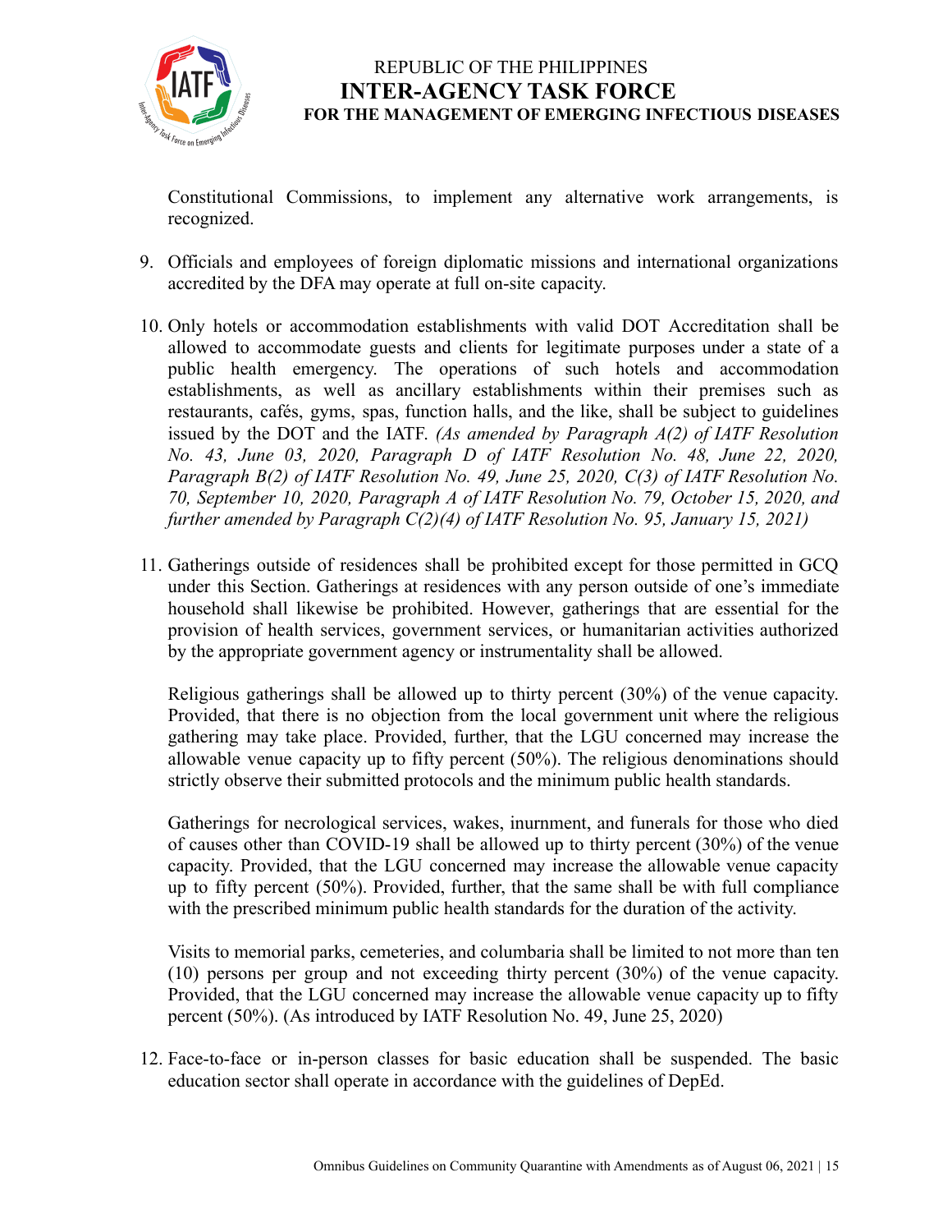Constitutional Commissions, to implement any alternative work arrangements, is recognized.

9. Officials and employees of foreign diplomatic missions and international organizations accredited by the DFA may operate at full on-site capacity.

10. Only hotels or accommodation establishments with valid DOT Accreditation shall be allowed to accommodate guests and clients for legitimate purposes under a state of a public health emergency. The operations of such hotels and accommodation establishments, as well as ancillary establishments within their premises such as restaurants, cafés, gyms, spas, function halls, and the like, shall be subject to guidelines issued by the DOT and the IATF. *(As amended by Paragraph A(2) of IATF Resolution No. 43, June 03, 2020, Paragraph D of IATF Resolution No. 48, June 22, 2020, Paragraph B(2) of IATF Resolution No. 49, June 25, 2020, C(3) of IATF Resolution No. 70, September 10, 2020, Paragraph A of IATF Resolution No. 79, October 15, 2020, and further amended by Paragraph C(2)(4) of IATF Resolution No. 95, January 15, 2021)*

11. Gatherings outside of residences shall be prohibited except for those permitted in GCQ under this Section. Gatherings at residences with any person outside of one's immediate household shall likewise be prohibited. However, gatherings that are essential for the provision of health services, government services, or humanitarian activities authorized by the appropriate government agency or instrumentality shall be allowed.

    Religious gatherings shall be allowed up to thirty percent (30%) of the venue capacity. Provided, that there is no objection from the local government unit where the religious gathering may take place. Provided, further, that the LGU concerned may increase the allowable venue capacity up to fifty percent (50%). The religious denominations should strictly observe their submitted protocols and the minimum public health standards.

    Gatherings for necrological services, wakes, inurnment, and funerals for those who died of causes other than COVID-19 shall be allowed up to thirty percent (30%) of the venue capacity. Provided, that the LGU concerned may increase the allowable venue capacity up to fifty percent (50%). Provided, further, that the same shall be with full compliance with the prescribed minimum public health standards for the duration of the activity.

    Visits to memorial parks, cemeteries, and columbaria shall be limited to not more than ten (10) persons per group and not exceeding thirty percent (30%) of the venue capacity. Provided, that the LGU concerned may increase the allowable venue capacity up to fifty percent (50%). (As introduced by IATF Resolution No. 49, June 25, 2020)

12. Face-to-face or in-person classes for basic education shall be suspended. The basic education sector shall operate in accordance with the guidelines of DepEd.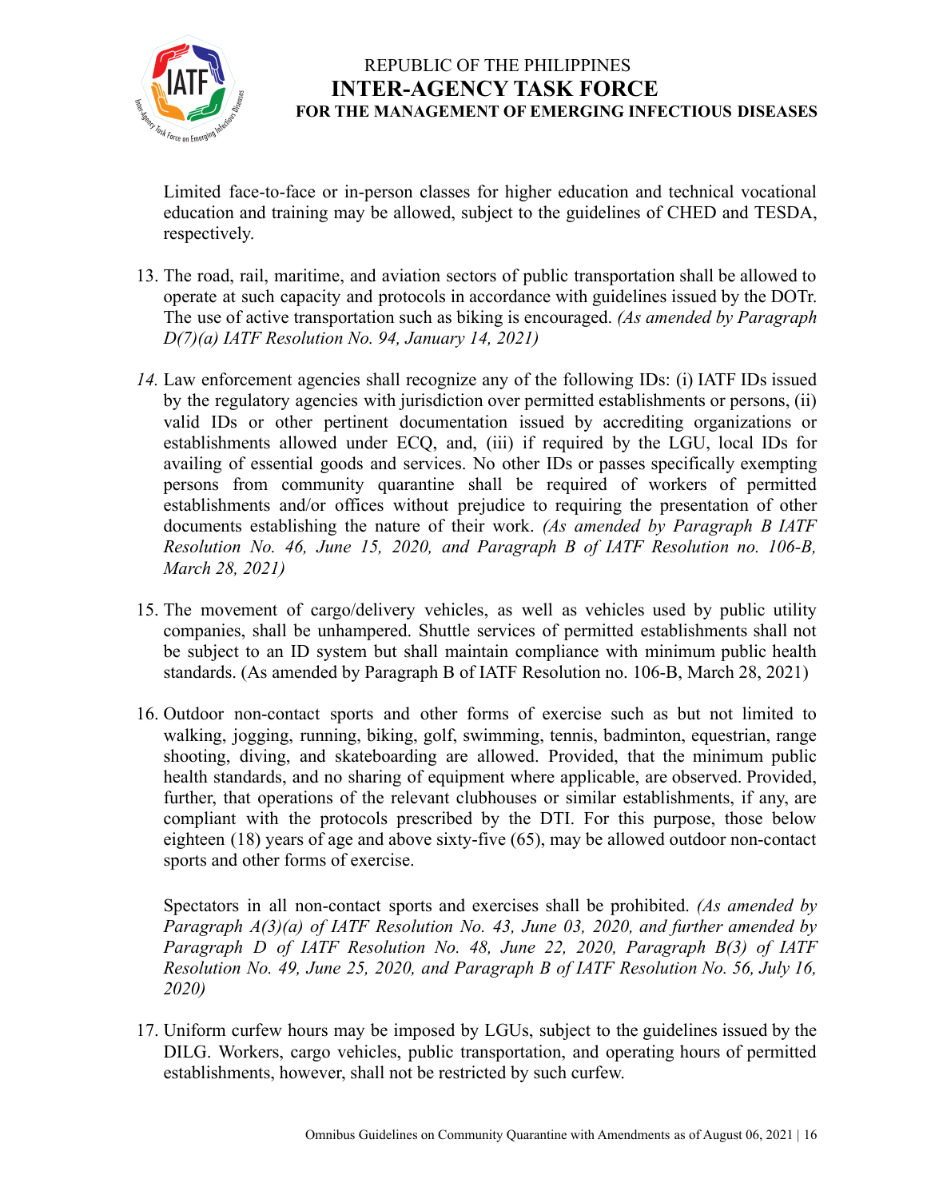Limited face-to-face or in-person classes for higher education and technical vocational education and training may be allowed, subject to the guidelines of CHED and TESDA, respectively.

13. The road, rail, maritime, and aviation sectors of public transportation shall be allowed to operate at such capacity and protocols in accordance with guidelines issued by the DOTr. The use of active transportation such as biking is encouraged. *(As amended by Paragraph D(7)(a) IATF Resolution No. 94, January 14, 2021)*

14. Law enforcement agencies shall recognize any of the following IDs: (i) IATF IDs issued by the regulatory agencies with jurisdiction over permitted establishments or persons, (ii) valid IDs or other pertinent documentation issued by accrediting organizations or establishments allowed under ECQ, and, (iii) if required by the LGU, local IDs for availing of essential goods and services. No other IDs or passes specifically exempting persons from community quarantine shall be required of workers of permitted establishments and/or offices without prejudice to requiring the presentation of other documents establishing the nature of their work. *(As amended by Paragraph B IATF Resolution No. 46, June 15, 2020, and Paragraph B of IATF Resolution no. 106-B, March 28, 2021)*

15. The movement of cargo/delivery vehicles, as well as vehicles used by public utility companies, shall be unhampered. Shuttle services of permitted establishments shall not be subject to an ID system but shall maintain compliance with minimum public health standards. (As amended by Paragraph B of IATF Resolution no. 106-B, March 28, 2021)

16. Outdoor non-contact sports and other forms of exercise such as but not limited to walking, jogging, running, biking, golf, swimming, tennis, badminton, equestrian, range shooting, diving, and skateboarding are allowed. Provided, that the minimum public health standards, and no sharing of equipment where applicable, are observed. Provided, further, that operations of the relevant clubhouses or similar establishments, if any, are compliant with the protocols prescribed by the DTI. For this purpose, those below eighteen (18) years of age and above sixty-five (65), may be allowed outdoor non-contact sports and other forms of exercise.

    Spectators in all non-contact sports and exercises shall be prohibited. *(As amended by Paragraph A(3)(a) of IATF Resolution No. 43, June 03, 2020, and further amended by Paragraph D of IATF Resolution No. 48, June 22, 2020, Paragraph B(3) of IATF Resolution No. 49, June 25, 2020, and Paragraph B of IATF Resolution No. 56, July 16, 2020)*

17. Uniform curfew hours may be imposed by LGUs, subject to the guidelines issued by the DILG. Workers, cargo vehicles, public transportation, and operating hours of permitted establishments, however, shall not be restricted by such curfew.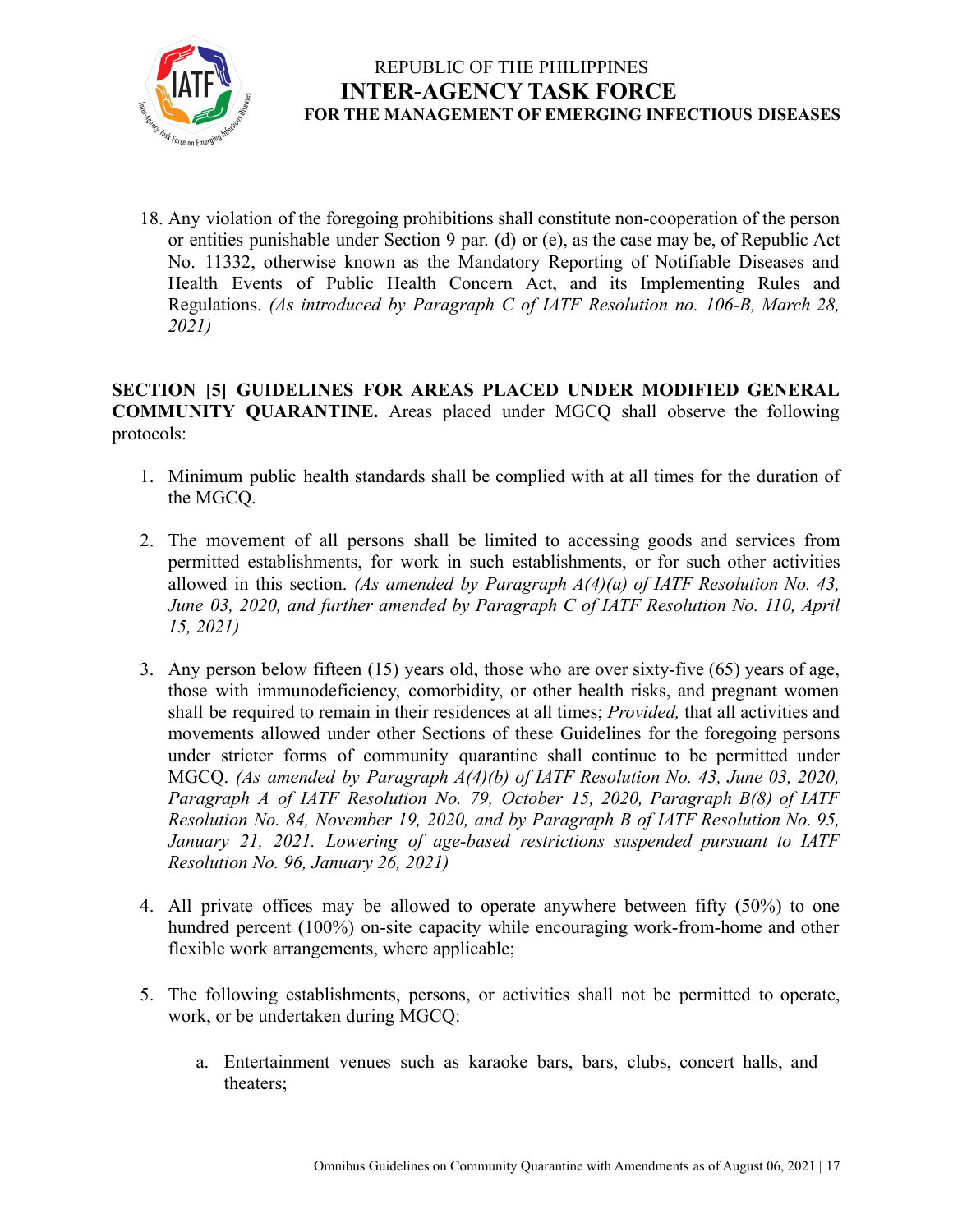18. Any violation of the foregoing prohibitions shall constitute non-cooperation of the person or entities punishable under Section 9 par. (d) or (e), as the case may be, of Republic Act No. 11332, otherwise known as the Mandatory Reporting of Notifiable Diseases and Health Events of Public Health Concern Act, and its Implementing Rules and Regulations. *(As introduced by Paragraph C of IATF Resolution no. 106-B, March 28, 2021)*

**SECTION [5] GUIDELINES FOR AREAS PLACED UNDER MODIFIED GENERAL COMMUNITY QUARANTINE.** Areas placed under MGCQ shall observe the following protocols:

1. Minimum public health standards shall be complied with at all times for the duration of the MGCQ.

2. The movement of all persons shall be limited to accessing goods and services from permitted establishments, for work in such establishments, or for such other activities allowed in this section. *(As amended by Paragraph A(4)(a) of IATF Resolution No. 43, June 03, 2020, and further amended by Paragraph C of IATF Resolution No. 110, April 15, 2021)*

3. Any person below fifteen (15) years old, those who are over sixty-five (65) years of age, those with immunodeficiency, comorbidity, or other health risks, and pregnant women shall be required to remain in their residences at all times; *Provided,* that all activities and movements allowed under other Sections of these Guidelines for the foregoing persons under stricter forms of community quarantine shall continue to be permitted under MGCQ. *(As amended by Paragraph A(4)(b) of IATF Resolution No. 43, June 03, 2020, Paragraph A of IATF Resolution No. 79, October 15, 2020, Paragraph B(8) of IATF Resolution No. 84, November 19, 2020, and by Paragraph B of IATF Resolution No. 95, January 21, 2021. Lowering of age-based restrictions suspended pursuant to IATF Resolution No. 96, January 26, 2021)*

4. All private offices may be allowed to operate anywhere between fifty (50%) to one hundred percent (100%) on-site capacity while encouraging work-from-home and other flexible work arrangements, where applicable;

5. The following establishments, persons, or activities shall not be permitted to operate, work, or be undertaken during MGCQ:

   a. Entertainment venues such as karaoke bars, bars, clubs, concert halls, and theaters;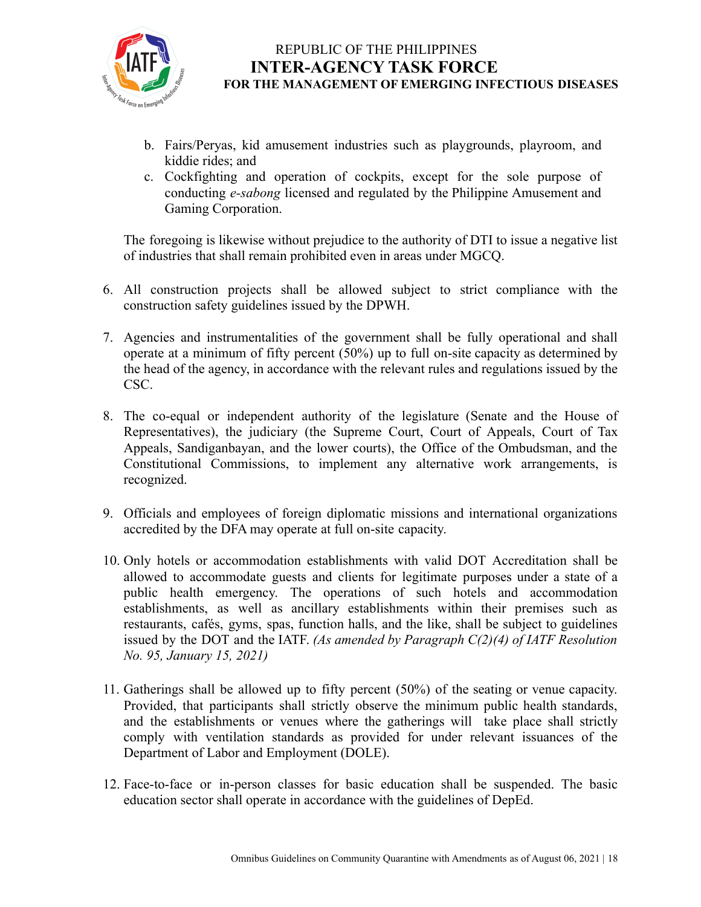b. Fairs/Peryas, kid amusement industries such as playgrounds, playroom, and kiddie rides; and
c. Cockfighting and operation of cockpits, except for the sole purpose of conducting *e-sabong* licensed and regulated by the Philippine Amusement and Gaming Corporation.

The foregoing is likewise without prejudice to the authority of DTI to issue a negative list of industries that shall remain prohibited even in areas under MGCQ.

6. All construction projects shall be allowed subject to strict compliance with the construction safety guidelines issued by the DPWH.

7. Agencies and instrumentalities of the government shall be fully operational and shall operate at a minimum of fifty percent (50%) up to full on-site capacity as determined by the head of the agency, in accordance with the relevant rules and regulations issued by the CSC.

8. The co-equal or independent authority of the legislature (Senate and the House of Representatives), the judiciary (the Supreme Court, Court of Appeals, Court of Tax Appeals, Sandiganbayan, and the lower courts), the Office of the Ombudsman, and the Constitutional Commissions, to implement any alternative work arrangements, is recognized.

9. Officials and employees of foreign diplomatic missions and international organizations accredited by the DFA may operate at full on-site capacity.

10. Only hotels or accommodation establishments with valid DOT Accreditation shall be allowed to accommodate guests and clients for legitimate purposes under a state of a public health emergency. The operations of such hotels and accommodation establishments, as well as ancillary establishments within their premises such as restaurants, cafés, gyms, spas, function halls, and the like, shall be subject to guidelines issued by the DOT and the IATF. *(As amended by Paragraph C(2)(4) of IATF Resolution No. 95, January 15, 2021)*

11. Gatherings shall be allowed up to fifty percent (50%) of the seating or venue capacity. Provided, that participants shall strictly observe the minimum public health standards, and the establishments or venues where the gatherings will take place shall strictly comply with ventilation standards as provided for under relevant issuances of the Department of Labor and Employment (DOLE).

12. Face-to-face or in-person classes for basic education shall be suspended. The basic education sector shall operate in accordance with the guidelines of DepEd.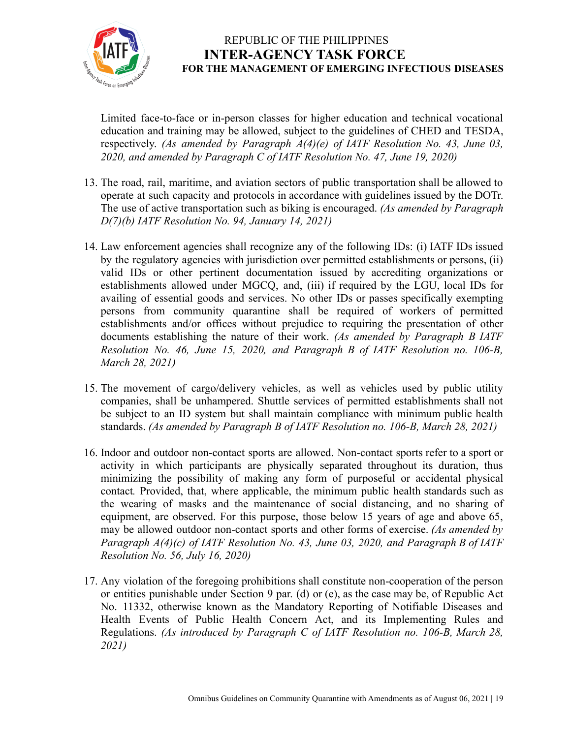Limited face-to-face or in-person classes for higher education and technical vocational education and training may be allowed, subject to the guidelines of CHED and TESDA, respectively. *(As amended by Paragraph A(4)(e) of IATF Resolution No. 43, June 03, 2020, and amended by Paragraph C of IATF Resolution No. 47, June 19, 2020)*

13. The road, rail, maritime, and aviation sectors of public transportation shall be allowed to operate at such capacity and protocols in accordance with guidelines issued by the DOTr. The use of active transportation such as biking is encouraged. *(As amended by Paragraph D(7)(b) IATF Resolution No. 94, January 14, 2021)*

14. Law enforcement agencies shall recognize any of the following IDs: (i) IATF IDs issued by the regulatory agencies with jurisdiction over permitted establishments or persons, (ii) valid IDs or other pertinent documentation issued by accrediting organizations or establishments allowed under MGCQ, and, (iii) if required by the LGU, local IDs for availing of essential goods and services. No other IDs or passes specifically exempting persons from community quarantine shall be required of workers of permitted establishments and/or offices without prejudice to requiring the presentation of other documents establishing the nature of their work. *(As amended by Paragraph B IATF Resolution No. 46, June 15, 2020, and Paragraph B of IATF Resolution no. 106-B, March 28, 2021)*

15. The movement of cargo/delivery vehicles, as well as vehicles used by public utility companies, shall be unhampered. Shuttle services of permitted establishments shall not be subject to an ID system but shall maintain compliance with minimum public health standards. *(As amended by Paragraph B of IATF Resolution no. 106-B, March 28, 2021)*

16. Indoor and outdoor non-contact sports are allowed. Non-contact sports refer to a sport or activity in which participants are physically separated throughout its duration, thus minimizing the possibility of making any form of purposeful or accidental physical contact*.* Provided, that, where applicable, the minimum public health standards such as the wearing of masks and the maintenance of social distancing, and no sharing of equipment, are observed. For this purpose, those below 15 years of age and above 65, may be allowed outdoor non-contact sports and other forms of exercise. *(As amended by Paragraph A(4)(c) of IATF Resolution No. 43, June 03, 2020, and Paragraph B of IATF Resolution No. 56, July 16, 2020)*

17. Any violation of the foregoing prohibitions shall constitute non-cooperation of the person or entities punishable under Section 9 par. (d) or (e), as the case may be, of Republic Act No. 11332, otherwise known as the Mandatory Reporting of Notifiable Diseases and Health Events of Public Health Concern Act, and its Implementing Rules and Regulations. *(As introduced by Paragraph C of IATF Resolution no. 106-B, March 28, 2021)*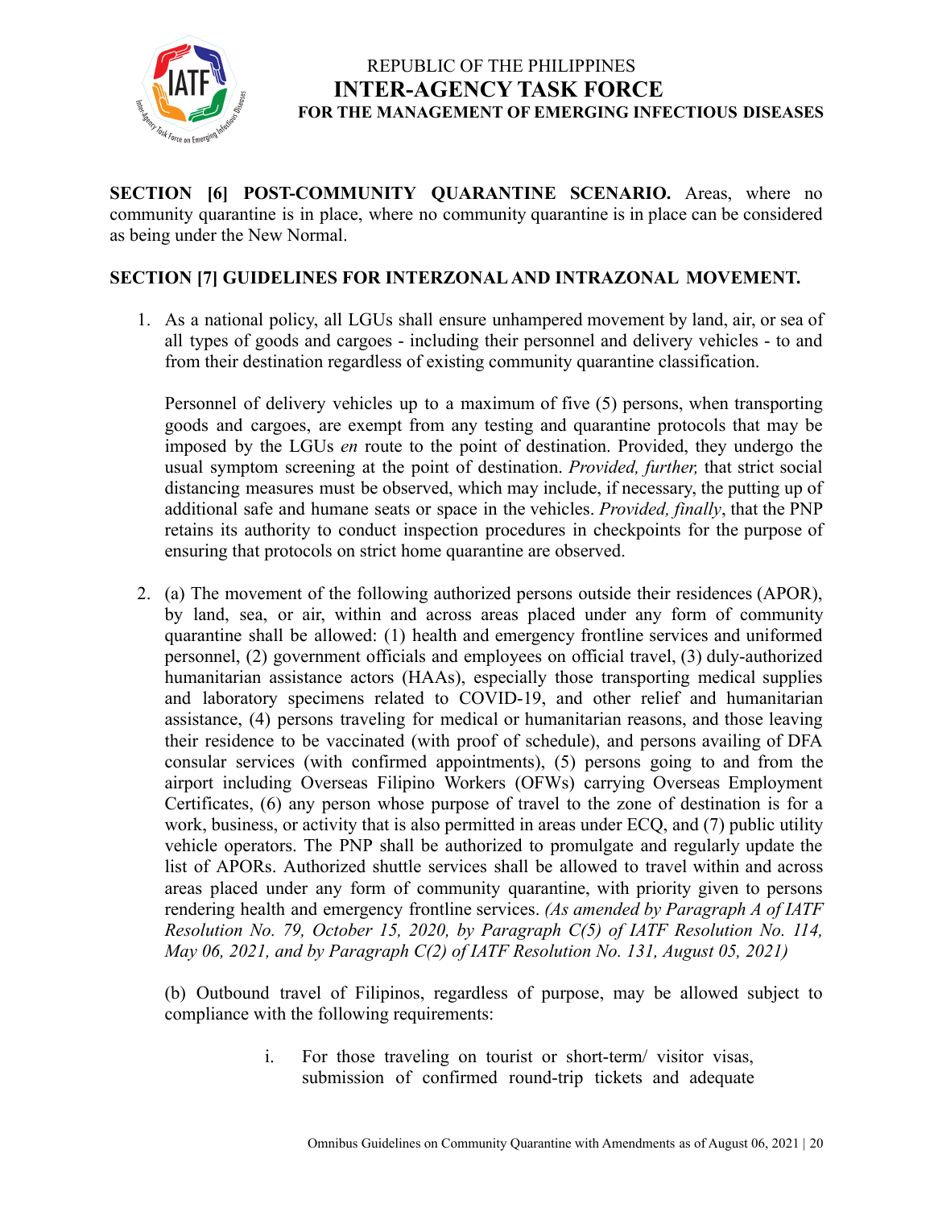**SECTION [6] POST-COMMUNITY QUARANTINE SCENARIO.** Areas, where no community quarantine is in place, where no community quarantine is in place can be considered as being under the New Normal.

**SECTION [7] GUIDELINES FOR INTERZONAL AND INTRAZONAL MOVEMENT.**

1. As a national policy, all LGUs shall ensure unhampered movement by land, air, or sea of all types of goods and cargoes - including their personnel and delivery vehicles - to and from their destination regardless of existing community quarantine classification.

   Personnel of delivery vehicles up to a maximum of five (5) persons, when transporting goods and cargoes, are exempt from any testing and quarantine protocols that may be imposed by the LGUs *en* route to the point of destination. Provided, they undergo the usual symptom screening at the point of destination. *Provided, further,* that strict social distancing measures must be observed, which may include, if necessary, the putting up of additional safe and humane seats or space in the vehicles. *Provided, finally*, that the PNP retains its authority to conduct inspection procedures in checkpoints for the purpose of ensuring that protocols on strict home quarantine are observed.

2. (a) The movement of the following authorized persons outside their residences (APOR), by land, sea, or air, within and across areas placed under any form of community quarantine shall be allowed: (1) health and emergency frontline services and uniformed personnel, (2) government officials and employees on official travel, (3) duly-authorized humanitarian assistance actors (HAAs), especially those transporting medical supplies and laboratory specimens related to COVID-19, and other relief and humanitarian assistance, (4) persons traveling for medical or humanitarian reasons, and those leaving their residence to be vaccinated (with proof of schedule), and persons availing of DFA consular services (with confirmed appointments), (5) persons going to and from the airport including Overseas Filipino Workers (OFWs) carrying Overseas Employment Certificates, (6) any person whose purpose of travel to the zone of destination is for a work, business, or activity that is also permitted in areas under ECQ, and (7) public utility vehicle operators. The PNP shall be authorized to promulgate and regularly update the list of APORs. Authorized shuttle services shall be allowed to travel within and across areas placed under any form of community quarantine, with priority given to persons rendering health and emergency frontline services. *(As amended by Paragraph A of IATF Resolution No. 79, October 15, 2020, by Paragraph C(5) of IATF Resolution No. 114, May 06, 2021, and by Paragraph C(2) of IATF Resolution No. 131, August 05, 2021)*

   (b) Outbound travel of Filipinos, regardless of purpose, may be allowed subject to compliance with the following requirements:

      i. For those traveling on tourist or short-term/ visitor visas, submission of confirmed round-trip tickets and adequate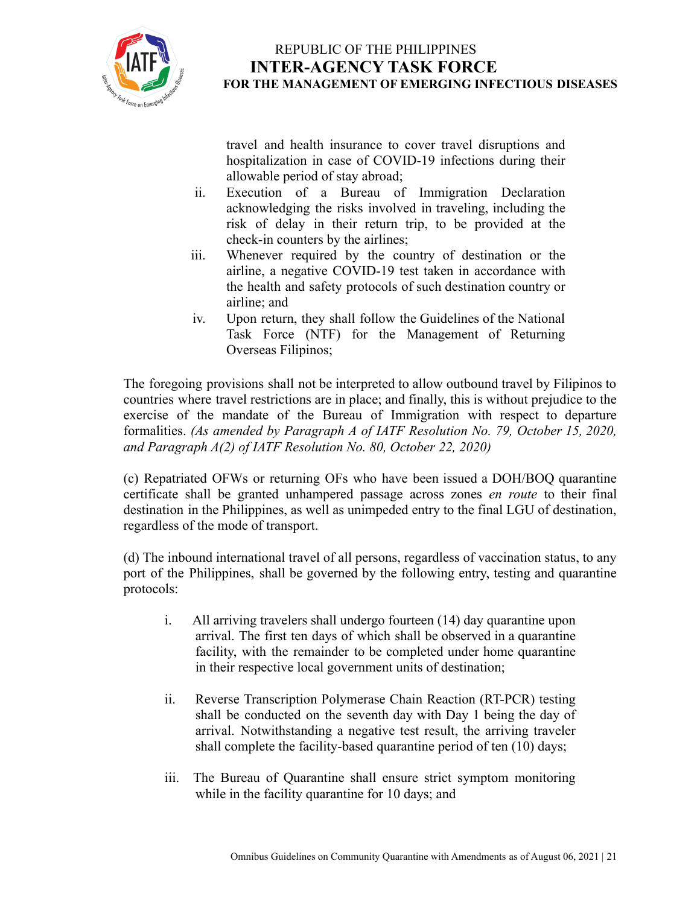travel and health insurance to cover travel disruptions and hospitalization in case of COVID-19 infections during their allowable period of stay abroad;

ii. Execution of a Bureau of Immigration Declaration acknowledging the risks involved in traveling, including the risk of delay in their return trip, to be provided at the check-in counters by the airlines;

iii. Whenever required by the country of destination or the airline, a negative COVID-19 test taken in accordance with the health and safety protocols of such destination country or airline; and

iv. Upon return, they shall follow the Guidelines of the National Task Force (NTF) for the Management of Returning Overseas Filipinos;

The foregoing provisions shall not be interpreted to allow outbound travel by Filipinos to countries where travel restrictions are in place; and finally, this is without prejudice to the exercise of the mandate of the Bureau of Immigration with respect to departure formalities. *(As amended by Paragraph A of IATF Resolution No. 79, October 15, 2020, and Paragraph A(2) of IATF Resolution No. 80, October 22, 2020)*

(c) Repatriated OFWs or returning OFs who have been issued a DOH/BOQ quarantine certificate shall be granted unhampered passage across zones *en route* to their final destination in the Philippines, as well as unimpeded entry to the final LGU of destination, regardless of the mode of transport.

(d) The inbound international travel of all persons, regardless of vaccination status, to any port of the Philippines, shall be governed by the following entry, testing and quarantine protocols:

i. All arriving travelers shall undergo fourteen (14) day quarantine upon arrival. The first ten days of which shall be observed in a quarantine facility, with the remainder to be completed under home quarantine in their respective local government units of destination;

ii. Reverse Transcription Polymerase Chain Reaction (RT-PCR) testing shall be conducted on the seventh day with Day 1 being the day of arrival. Notwithstanding a negative test result, the arriving traveler shall complete the facility-based quarantine period of ten (10) days;

iii. The Bureau of Quarantine shall ensure strict symptom monitoring while in the facility quarantine for 10 days; and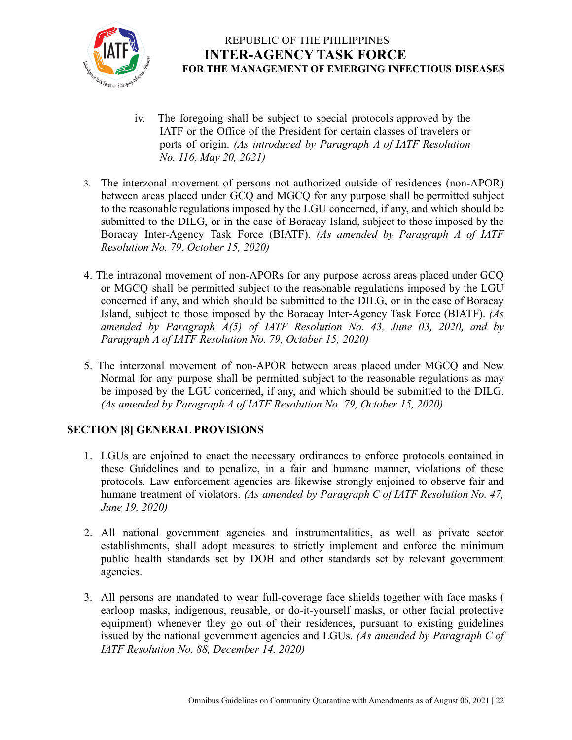iv. The foregoing shall be subject to special protocols approved by the IATF or the Office of the President for certain classes of travelers or ports of origin. *(As introduced by Paragraph A of IATF Resolution No. 116, May 20, 2021)*

3. The interzonal movement of persons not authorized outside of residences (non-APOR) between areas placed under GCQ and MGCQ for any purpose shall be permitted subject to the reasonable regulations imposed by the LGU concerned, if any, and which should be submitted to the DILG, or in the case of Boracay Island, subject to those imposed by the Boracay Inter-Agency Task Force (BIATF). *(As amended by Paragraph A of IATF Resolution No. 79, October 15, 2020)*

4. The intrazonal movement of non-APORs for any purpose across areas placed under GCQ or MGCQ shall be permitted subject to the reasonable regulations imposed by the LGU concerned if any, and which should be submitted to the DILG, or in the case of Boracay Island, subject to those imposed by the Boracay Inter-Agency Task Force (BIATF). *(As amended by Paragraph A(5) of IATF Resolution No. 43, June 03, 2020, and by Paragraph A of IATF Resolution No. 79, October 15, 2020)*

5. The interzonal movement of non-APOR between areas placed under MGCQ and New Normal for any purpose shall be permitted subject to the reasonable regulations as may be imposed by the LGU concerned, if any, and which should be submitted to the DILG. *(As amended by Paragraph A of IATF Resolution No. 79, October 15, 2020)*

## SECTION [8] GENERAL PROVISIONS

1. LGUs are enjoined to enact the necessary ordinances to enforce protocols contained in these Guidelines and to penalize, in a fair and humane manner, violations of these protocols. Law enforcement agencies are likewise strongly enjoined to observe fair and humane treatment of violators. *(As amended by Paragraph C of IATF Resolution No. 47, June 19, 2020)*

2. All national government agencies and instrumentalities, as well as private sector establishments, shall adopt measures to strictly implement and enforce the minimum public health standards set by DOH and other standards set by relevant government agencies.

3. All persons are mandated to wear full-coverage face shields together with face masks ( earloop masks, indigenous, reusable, or do-it-yourself masks, or other facial protective equipment) whenever they go out of their residences, pursuant to existing guidelines issued by the national government agencies and LGUs. *(As amended by Paragraph C of IATF Resolution No. 88, December 14, 2020)*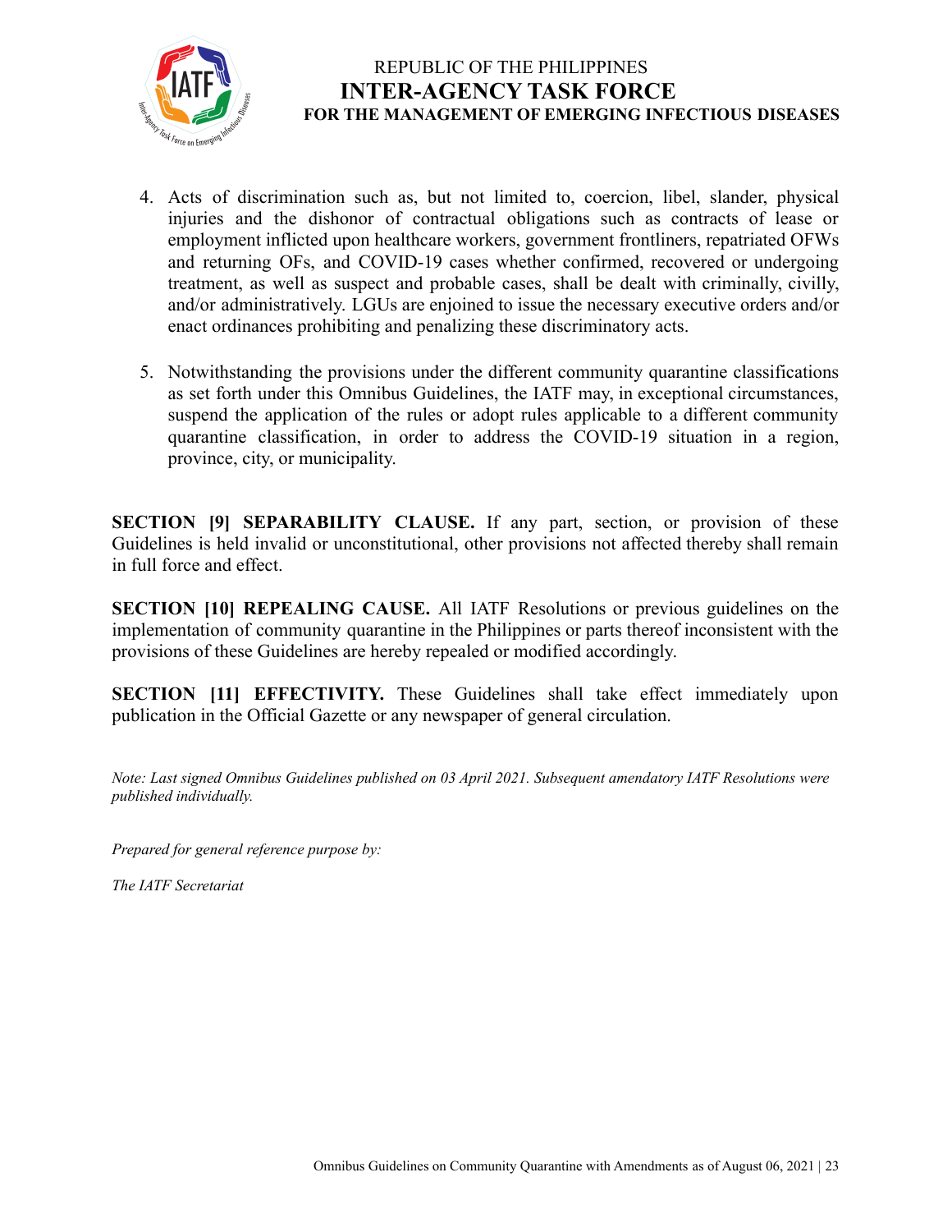4. Acts of discrimination such as, but not limited to, coercion, libel, slander, physical injuries and the dishonor of contractual obligations such as contracts of lease or employment inflicted upon healthcare workers, government frontliners, repatriated OFWs and returning OFs, and COVID-19 cases whether confirmed, recovered or undergoing treatment, as well as suspect and probable cases, shall be dealt with criminally, civilly, and/or administratively. LGUs are enjoined to issue the necessary executive orders and/or enact ordinances prohibiting and penalizing these discriminatory acts.

5. Notwithstanding the provisions under the different community quarantine classifications as set forth under this Omnibus Guidelines, the IATF may, in exceptional circumstances, suspend the application of the rules or adopt rules applicable to a different community quarantine classification, in order to address the COVID-19 situation in a region, province, city, or municipality.

**SECTION [9] SEPARABILITY CLAUSE.** If any part, section, or provision of these Guidelines is held invalid or unconstitutional, other provisions not affected thereby shall remain in full force and effect.

**SECTION [10] REPEALING CAUSE.** All IATF Resolutions or previous guidelines on the implementation of community quarantine in the Philippines or parts thereof inconsistent with the provisions of these Guidelines are hereby repealed or modified accordingly.

**SECTION [11] EFFECTIVITY.** These Guidelines shall take effect immediately upon publication in the Official Gazette or any newspaper of general circulation.

*Note: Last signed Omnibus Guidelines published on 03 April 2021. Subsequent amendatory IATF Resolutions were published individually.*

*Prepared for general reference purpose by:*

*The IATF Secretariat*